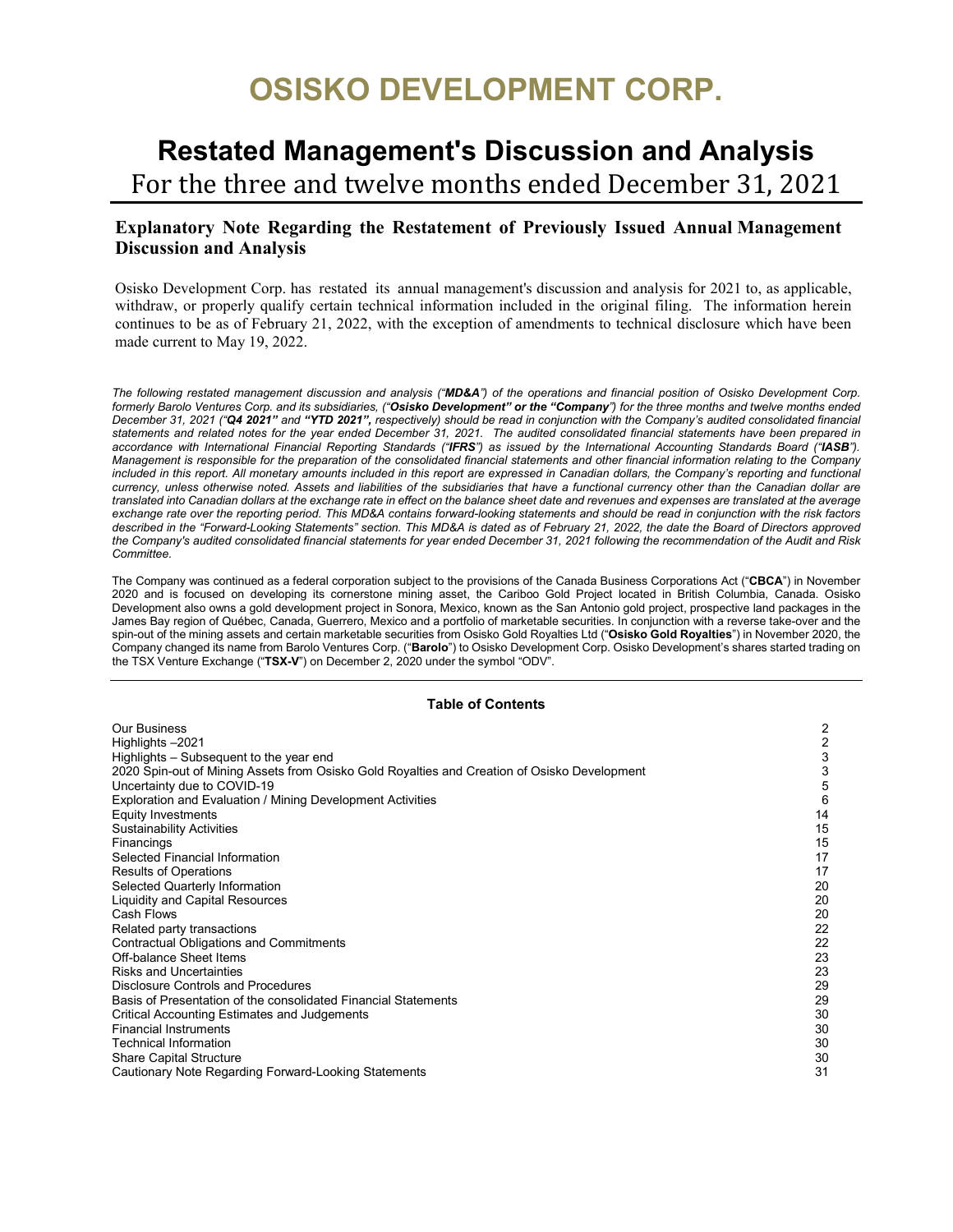# OSISKO DEVELOPMENT CORP.

## Restated Management's Discussion and Analysis

For the three and twelve months ended December 31, 2021

### Explanatory Note Regarding the Restatement of Previously Issued Annual Management Discussion and Analysis

Osisko Development Corp. has restated its annual management's discussion and analysis for 2021 to, as applicable, withdraw, or properly qualify certain technical information included in the original filing. The information herein continues to be as of February 21, 2022, with the exception of amendments to technical disclosure which have been made current to May 19, 2022.

*The following restated management discussion and analysis ("**MD&A**") of the operations and financial position of Osisko Development Corp. formerly Barolo Ventures Corp. and its subsidiaries, ("**Osisko Development" or the "Company**") for the three months and twelve months ended December 31, 2021 ("**Q4 2021**" and **"YTD 2021",** respectively) should be read in conjunction with the Company's audited consolidated financial statements and related notes for the year ended December 31, 2021. The audited consolidated financial statements have been prepared in accordance with International Financial Reporting Standards ("**IFRS**") as issued by the International Accounting Standards Board ("**IASB**"). Management is responsible for the preparation of the consolidated financial statements and other financial information relating to the Company included in this report. All monetary amounts included in this report are expressed in Canadian dollars, the Company's reporting and functional currency, unless otherwise noted. Assets and liabilities of the subsidiaries that have a functional currency other than the Canadian dollar are translated into Canadian dollars at the exchange rate in effect on the balance sheet date and revenues and expenses are translated at the average exchange rate over the reporting period. This MD&A contains forward-looking statements and should be read in conjunction with the risk factors described in the "Forward-Looking Statements" section. This MD&A is dated as of February 21, 2022, the date the Board of Directors approved the Company's audited consolidated financial statements for year ended December 31, 2021 following the recommendation of the Audit and Risk Committee.*

The Company was continued as a federal corporation subject to the provisions of the Canada Business Corporations Act ("**CBCA**") in November 2020 and is focused on developing its cornerstone mining asset, the Cariboo Gold Project located in British Columbia, Canada. Osisko Development also owns a gold development project in Sonora, Mexico, known as the San Antonio gold project, prospective land packages in the James Bay region of Québec, Canada, Guerrero, Mexico and a portfolio of marketable securities. In conjunction with a reverse take-over and the spin-out of the mining assets and certain marketable securities from Osisko Gold Royalties Ltd ("**Osisko Gold Royalties**") in November 2020, the Company changed its name from Barolo Ventures Corp. ("**Barolo**") to Osisko Development Corp. Osisko Development's shares started trading on the TSX Venture Exchange ("**TSX-V**") on December 2, 2020 under the symbol "ODV".

**Table of Contents**

| | |
|---|---|
| Our Business | 2 |
| Highlights –2021 | 2 |
| Highlights – Subsequent to the year end | 3 |
| 2020 Spin-out of Mining Assets from Osisko Gold Royalties and Creation of Osisko Development | 3 |
| Uncertainty due to COVID-19 | 5 |
| Exploration and Evaluation / Mining Development Activities | 6 |
| Equity Investments | 14 |
| Sustainability Activities | 15 |
| Financings | 15 |
| Selected Financial Information | 17 |
| Results of Operations | 17 |
| Selected Quarterly Information | 20 |
| Liquidity and Capital Resources | 20 |
| Cash Flows | 20 |
| Related party transactions | 22 |
| Contractual Obligations and Commitments | 22 |
| Off-balance Sheet Items | 23 |
| Risks and Uncertainties | 23 |
| Disclosure Controls and Procedures | 29 |
| Basis of Presentation of the consolidated Financial Statements | 29 |
| Critical Accounting Estimates and Judgements | 30 |
| Financial Instruments | 30 |
| Technical Information | 30 |
| Share Capital Structure | 30 |
| Cautionary Note Regarding Forward-Looking Statements | 31 |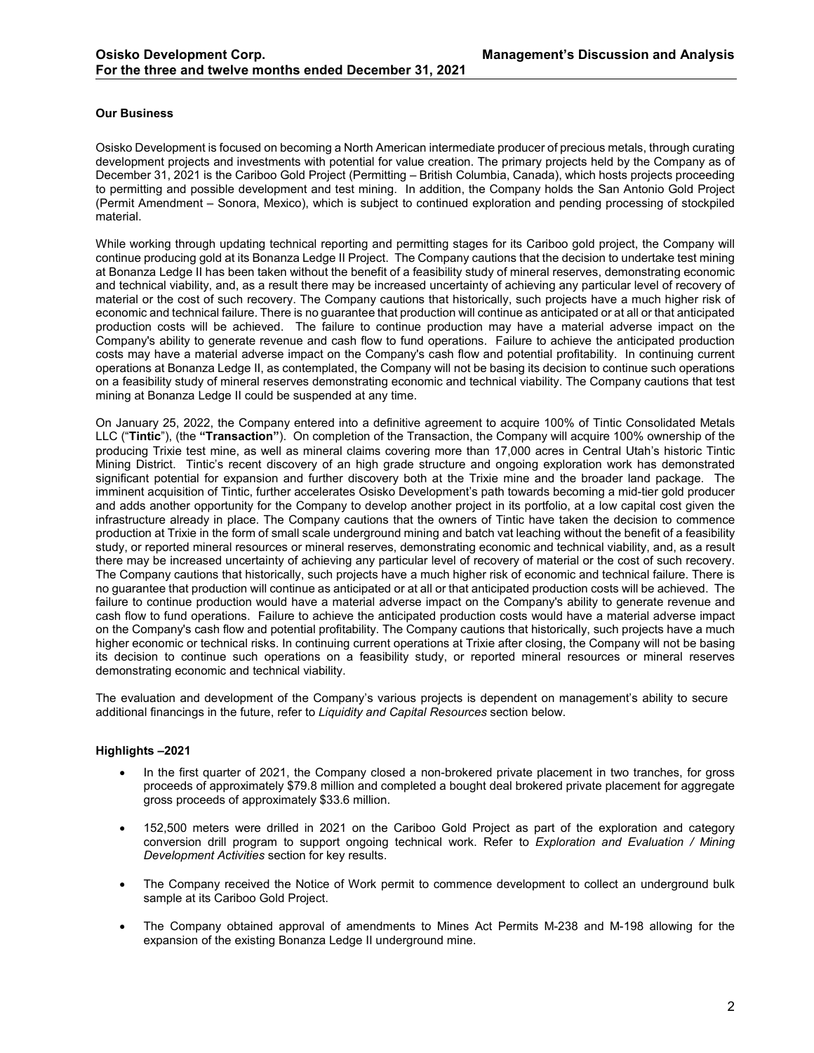### Our Business

Osisko Development is focused on becoming a North American intermediate producer of precious metals, through curating development projects and investments with potential for value creation. The primary projects held by the Company as of December 31, 2021 is the Cariboo Gold Project (Permitting – British Columbia, Canada), which hosts projects proceeding to permitting and possible development and test mining. In addition, the Company holds the San Antonio Gold Project (Permit Amendment – Sonora, Mexico), which is subject to continued exploration and pending processing of stockpiled material.

While working through updating technical reporting and permitting stages for its Cariboo gold project, the Company will continue producing gold at its Bonanza Ledge II Project. The Company cautions that the decision to undertake test mining at Bonanza Ledge II has been taken without the benefit of a feasibility study of mineral reserves, demonstrating economic and technical viability, and, as a result there may be increased uncertainty of achieving any particular level of recovery of material or the cost of such recovery. The Company cautions that historically, such projects have a much higher risk of economic and technical failure. There is no guarantee that production will continue as anticipated or at all or that anticipated production costs will be achieved. The failure to continue production may have a material adverse impact on the Company's ability to generate revenue and cash flow to fund operations. Failure to achieve the anticipated production costs may have a material adverse impact on the Company's cash flow and potential profitability. In continuing current operations at Bonanza Ledge II, as contemplated, the Company will not be basing its decision to continue such operations on a feasibility study of mineral reserves demonstrating economic and technical viability. The Company cautions that test mining at Bonanza Ledge II could be suspended at any time.

On January 25, 2022, the Company entered into a definitive agreement to acquire 100% of Tintic Consolidated Metals LLC ("**Tintic**"), (the **"Transaction"**). On completion of the Transaction, the Company will acquire 100% ownership of the producing Trixie test mine, as well as mineral claims covering more than 17,000 acres in Central Utah's historic Tintic Mining District. Tintic's recent discovery of an high grade structure and ongoing exploration work has demonstrated significant potential for expansion and further discovery both at the Trixie mine and the broader land package. The imminent acquisition of Tintic, further accelerates Osisko Development's path towards becoming a mid-tier gold producer and adds another opportunity for the Company to develop another project in its portfolio, at a low capital cost given the infrastructure already in place. The Company cautions that the owners of Tintic have taken the decision to commence production at Trixie in the form of small scale underground mining and batch vat leaching without the benefit of a feasibility study, or reported mineral resources or mineral reserves, demonstrating economic and technical viability, and, as a result there may be increased uncertainty of achieving any particular level of recovery of material or the cost of such recovery. The Company cautions that historically, such projects have a much higher risk of economic and technical failure. There is no guarantee that production will continue as anticipated or at all or that anticipated production costs will be achieved. The failure to continue production would have a material adverse impact on the Company's ability to generate revenue and cash flow to fund operations. Failure to achieve the anticipated production costs would have a material adverse impact on the Company's cash flow and potential profitability. The Company cautions that historically, such projects have a much higher economic or technical risks. In continuing current operations at Trixie after closing, the Company will not be basing its decision to continue such operations on a feasibility study, or reported mineral resources or mineral reserves demonstrating economic and technical viability.

The evaluation and development of the Company's various projects is dependent on management's ability to secure additional financings in the future, refer to *Liquidity and Capital Resources* section below.

### Highlights –2021

- In the first quarter of 2021, the Company closed a non-brokered private placement in two tranches, for gross proceeds of approximately $79.8 million and completed a bought deal brokered private placement for aggregate gross proceeds of approximately $33.6 million.
- 152,500 meters were drilled in 2021 on the Cariboo Gold Project as part of the exploration and category conversion drill program to support ongoing technical work. Refer to *Exploration and Evaluation / Mining Development Activities* section for key results.
- The Company received the Notice of Work permit to commence development to collect an underground bulk sample at its Cariboo Gold Project.
- The Company obtained approval of amendments to Mines Act Permits M-238 and M-198 allowing for the expansion of the existing Bonanza Ledge II underground mine.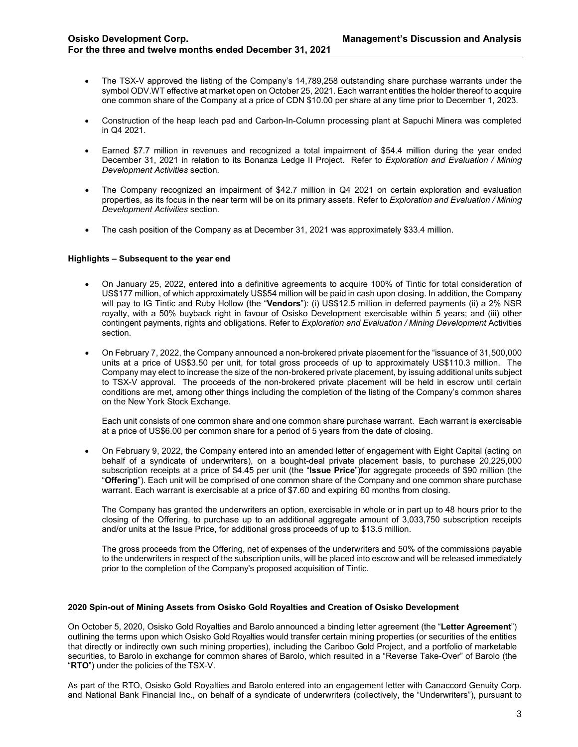- The TSX-V approved the listing of the Company's 14,789,258 outstanding share purchase warrants under the symbol ODV.WT effective at market open on October 25, 2021. Each warrant entitles the holder thereof to acquire one common share of the Company at a price of CDN $10.00 per share at any time prior to December 1, 2023.

- Construction of the heap leach pad and Carbon-In-Column processing plant at Sapuchi Minera was completed in Q4 2021.

- Earned $7.7 million in revenues and recognized a total impairment of $54.4 million during the year ended December 31, 2021 in relation to its Bonanza Ledge II Project. Refer to *Exploration and Evaluation / Mining Development Activities* section.

- The Company recognized an impairment of $42.7 million in Q4 2021 on certain exploration and evaluation properties, as its focus in the near term will be on its primary assets. Refer to *Exploration and Evaluation / Mining Development Activities* section.

- The cash position of the Company as at December 31, 2021 was approximately $33.4 million.

#### Highlights – Subsequent to the year end

- On January 25, 2022, entered into a definitive agreements to acquire 100% of Tintic for total consideration of US$177 million, of which approximately US$54 million will be paid in cash upon closing. In addition, the Company will pay to IG Tintic and Ruby Hollow (the "**Vendors**"): (i) US$12.5 million in deferred payments (ii) a 2% NSR royalty, with a 50% buyback right in favour of Osisko Development exercisable within 5 years; and (iii) other contingent payments, rights and obligations. Refer to *Exploration and Evaluation / Mining Development* Activities section.

- On February 7, 2022, the Company announced a non-brokered private placement for the "issuance of 31,500,000 units at a price of US$3.50 per unit, for total gross proceeds of up to approximately US$110.3 million. The Company may elect to increase the size of the non-brokered private placement, by issuing additional units subject to TSX-V approval. The proceeds of the non-brokered private placement will be held in escrow until certain conditions are met, among other things including the completion of the listing of the Company's common shares on the New York Stock Exchange.

  Each unit consists of one common share and one common share purchase warrant. Each warrant is exercisable at a price of US$6.00 per common share for a period of 5 years from the date of closing.

- On February 9, 2022, the Company entered into an amended letter of engagement with Eight Capital (acting on behalf of a syndicate of underwriters), on a bought-deal private placement basis, to purchase 20,225,000 subscription receipts at a price of $4.45 per unit (the "**Issue Price**")for aggregate proceeds of $90 million (the "**Offering**"). Each unit will be comprised of one common share of the Company and one common share purchase warrant. Each warrant is exercisable at a price of $7.60 and expiring 60 months from closing.

  The Company has granted the underwriters an option, exercisable in whole or in part up to 48 hours prior to the closing of the Offering, to purchase up to an additional aggregate amount of 3,033,750 subscription receipts and/or units at the Issue Price, for additional gross proceeds of up to $13.5 million.

  The gross proceeds from the Offering, net of expenses of the underwriters and 50% of the commissions payable to the underwriters in respect of the subscription units, will be placed into escrow and will be released immediately prior to the completion of the Company's proposed acquisition of Tintic.

#### 2020 Spin-out of Mining Assets from Osisko Gold Royalties and Creation of Osisko Development

On October 5, 2020, Osisko Gold Royalties and Barolo announced a binding letter agreement (the "**Letter Agreement**") outlining the terms upon which Osisko Gold Royalties would transfer certain mining properties (or securities of the entities that directly or indirectly own such mining properties), including the Cariboo Gold Project, and a portfolio of marketable securities, to Barolo in exchange for common shares of Barolo, which resulted in a "Reverse Take-Over" of Barolo (the "**RTO**") under the policies of the TSX-V.

As part of the RTO, Osisko Gold Royalties and Barolo entered into an engagement letter with Canaccord Genuity Corp. and National Bank Financial Inc., on behalf of a syndicate of underwriters (collectively, the "Underwriters"), pursuant to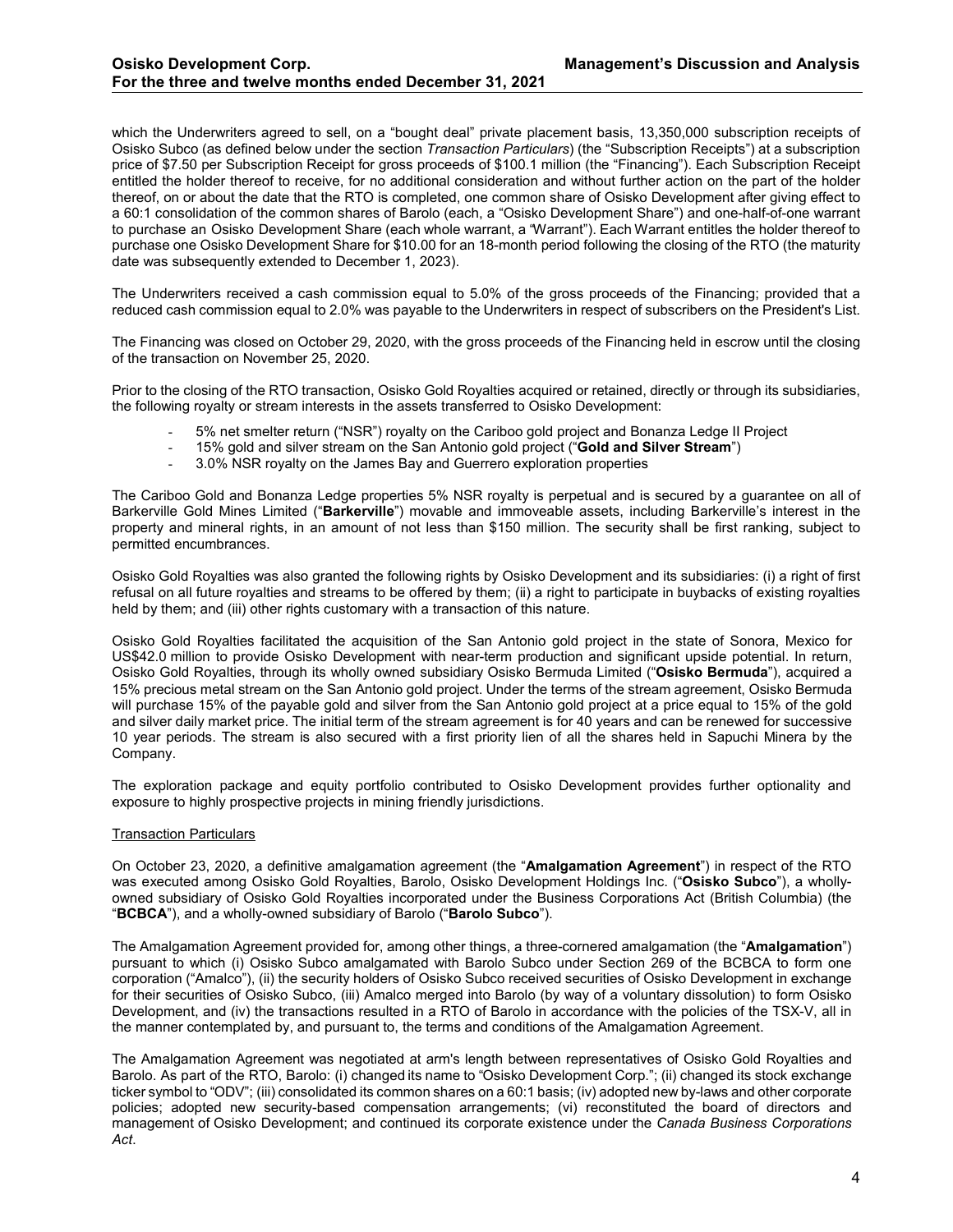which the Underwriters agreed to sell, on a "bought deal" private placement basis, 13,350,000 subscription receipts of Osisko Subco (as defined below under the section *Transaction Particulars*) (the "Subscription Receipts") at a subscription price of $7.50 per Subscription Receipt for gross proceeds of $100.1 million (the "Financing"). Each Subscription Receipt entitled the holder thereof to receive, for no additional consideration and without further action on the part of the holder thereof, on or about the date that the RTO is completed, one common share of Osisko Development after giving effect to a 60:1 consolidation of the common shares of Barolo (each, a "Osisko Development Share") and one-half-of-one warrant to purchase an Osisko Development Share (each whole warrant, a "Warrant"). Each Warrant entitles the holder thereof to purchase one Osisko Development Share for $10.00 for an 18-month period following the closing of the RTO (the maturity date was subsequently extended to December 1, 2023).

The Underwriters received a cash commission equal to 5.0% of the gross proceeds of the Financing; provided that a reduced cash commission equal to 2.0% was payable to the Underwriters in respect of subscribers on the President's List.

The Financing was closed on October 29, 2020, with the gross proceeds of the Financing held in escrow until the closing of the transaction on November 25, 2020.

Prior to the closing of the RTO transaction, Osisko Gold Royalties acquired or retained, directly or through its subsidiaries, the following royalty or stream interests in the assets transferred to Osisko Development:

- 5% net smelter return ("NSR") royalty on the Cariboo gold project and Bonanza Ledge II Project
- 15% gold and silver stream on the San Antonio gold project ("**Gold and Silver Stream**")
- 3.0% NSR royalty on the James Bay and Guerrero exploration properties

The Cariboo Gold and Bonanza Ledge properties 5% NSR royalty is perpetual and is secured by a guarantee on all of Barkerville Gold Mines Limited ("**Barkerville**") movable and immoveable assets, including Barkerville's interest in the property and mineral rights, in an amount of not less than $150 million. The security shall be first ranking, subject to permitted encumbrances.

Osisko Gold Royalties was also granted the following rights by Osisko Development and its subsidiaries: (i) a right of first refusal on all future royalties and streams to be offered by them; (ii) a right to participate in buybacks of existing royalties held by them; and (iii) other rights customary with a transaction of this nature.

Osisko Gold Royalties facilitated the acquisition of the San Antonio gold project in the state of Sonora, Mexico for US$42.0 million to provide Osisko Development with near-term production and significant upside potential. In return, Osisko Gold Royalties, through its wholly owned subsidiary Osisko Bermuda Limited ("**Osisko Bermuda**"), acquired a 15% precious metal stream on the San Antonio gold project. Under the terms of the stream agreement, Osisko Bermuda will purchase 15% of the payable gold and silver from the San Antonio gold project at a price equal to 15% of the gold and silver daily market price. The initial term of the stream agreement is for 40 years and can be renewed for successive 10 year periods. The stream is also secured with a first priority lien of all the shares held in Sapuchi Minera by the Company.

The exploration package and equity portfolio contributed to Osisko Development provides further optionality and exposure to highly prospective projects in mining friendly jurisdictions.

Transaction Particulars

On October 23, 2020, a definitive amalgamation agreement (the "**Amalgamation Agreement**") in respect of the RTO was executed among Osisko Gold Royalties, Barolo, Osisko Development Holdings Inc. ("**Osisko Subco**"), a wholly-owned subsidiary of Osisko Gold Royalties incorporated under the Business Corporations Act (British Columbia) (the "**BCBCA**"), and a wholly-owned subsidiary of Barolo ("**Barolo Subco**").

The Amalgamation Agreement provided for, among other things, a three-cornered amalgamation (the "**Amalgamation**") pursuant to which (i) Osisko Subco amalgamated with Barolo Subco under Section 269 of the BCBCA to form one corporation ("Amalco"), (ii) the security holders of Osisko Subco received securities of Osisko Development in exchange for their securities of Osisko Subco, (iii) Amalco merged into Barolo (by way of a voluntary dissolution) to form Osisko Development, and (iv) the transactions resulted in a RTO of Barolo in accordance with the policies of the TSX-V, all in the manner contemplated by, and pursuant to, the terms and conditions of the Amalgamation Agreement.

The Amalgamation Agreement was negotiated at arm's length between representatives of Osisko Gold Royalties and Barolo. As part of the RTO, Barolo: (i) changed its name to "Osisko Development Corp."; (ii) changed its stock exchange ticker symbol to "ODV"; (iii) consolidated its common shares on a 60:1 basis; (iv) adopted new by-laws and other corporate policies; adopted new security-based compensation arrangements; (vi) reconstituted the board of directors and management of Osisko Development; and continued its corporate existence under the *Canada Business Corporations Act*.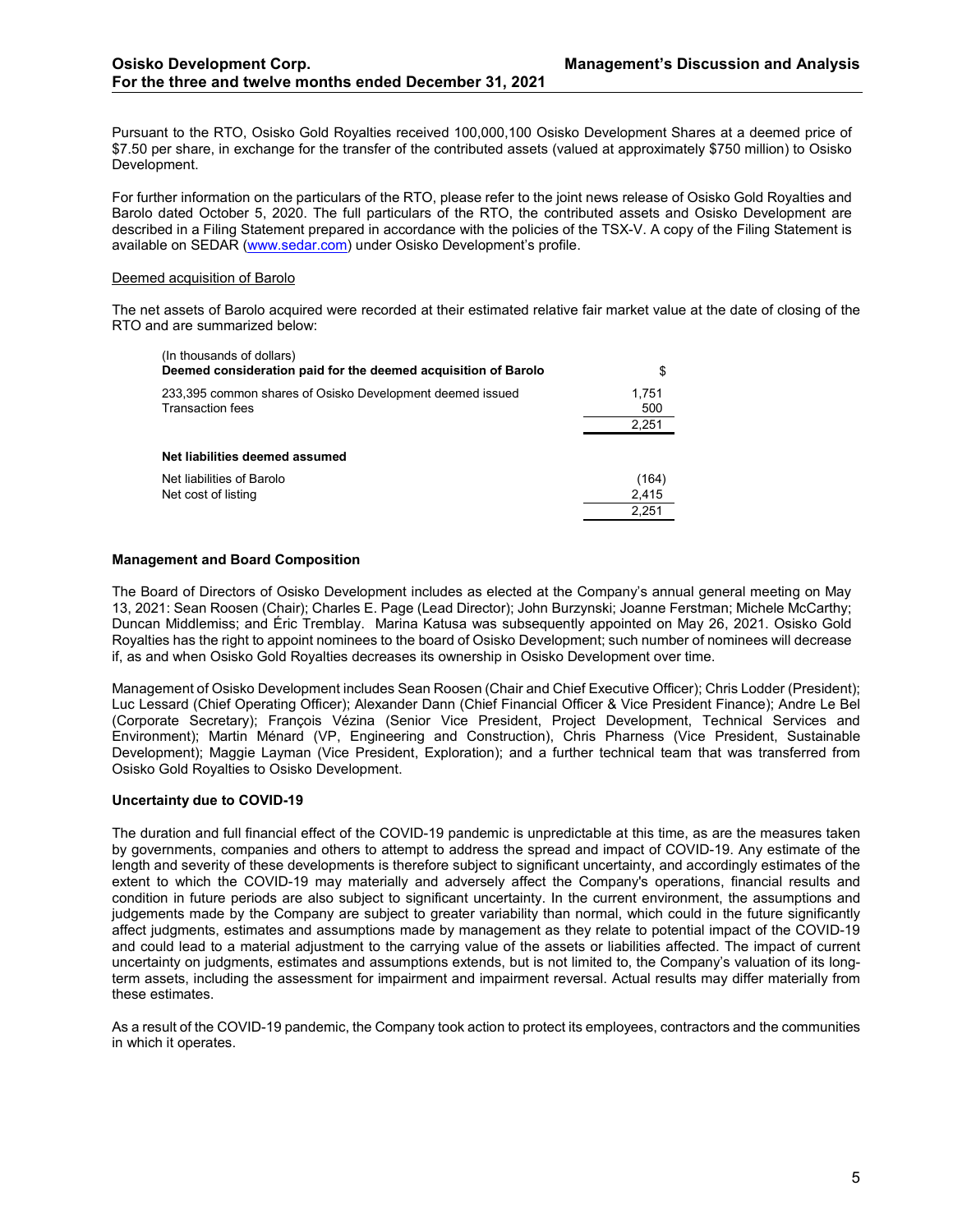Pursuant to the RTO, Osisko Gold Royalties received 100,000,100 Osisko Development Shares at a deemed price of $7.50 per share, in exchange for the transfer of the contributed assets (valued at approximately $750 million) to Osisko Development.

For further information on the particulars of the RTO, please refer to the joint news release of Osisko Gold Royalties and Barolo dated October 5, 2020. The full particulars of the RTO, the contributed assets and Osisko Development are described in a Filing Statement prepared in accordance with the policies of the TSX-V. A copy of the Filing Statement is available on SEDAR (www.sedar.com) under Osisko Development's profile.

Deemed acquisition of Barolo

The net assets of Barolo acquired were recorded at their estimated relative fair market value at the date of closing of the RTO and are summarized below:

| (In thousands of dollars)<br>**Deemed consideration paid for the deemed acquisition of Barolo** | $ |
|---|---|
| 233,395 common shares of Osisko Development deemed issued | 1,751 |
| Transaction fees | 500 |
| | 2,251 |
| **Net liabilities deemed assumed** | |
| Net liabilities of Barolo | (164) |
| Net cost of listing | 2,415 |
| | 2,251 |

**Management and Board Composition**

The Board of Directors of Osisko Development includes as elected at the Company's annual general meeting on May 13, 2021: Sean Roosen (Chair); Charles E. Page (Lead Director); John Burzynski; Joanne Ferstman; Michele McCarthy; Duncan Middlemiss; and Éric Tremblay. Marina Katusa was subsequently appointed on May 26, 2021. Osisko Gold Royalties has the right to appoint nominees to the board of Osisko Development; such number of nominees will decrease if, as and when Osisko Gold Royalties decreases its ownership in Osisko Development over time.

Management of Osisko Development includes Sean Roosen (Chair and Chief Executive Officer); Chris Lodder (President); Luc Lessard (Chief Operating Officer); Alexander Dann (Chief Financial Officer & Vice President Finance); Andre Le Bel (Corporate Secretary); François Vézina (Senior Vice President, Project Development, Technical Services and Environment); Martin Ménard (VP, Engineering and Construction), Chris Pharness (Vice President, Sustainable Development); Maggie Layman (Vice President, Exploration); and a further technical team that was transferred from Osisko Gold Royalties to Osisko Development.

**Uncertainty due to COVID-19**

The duration and full financial effect of the COVID-19 pandemic is unpredictable at this time, as are the measures taken by governments, companies and others to attempt to address the spread and impact of COVID-19. Any estimate of the length and severity of these developments is therefore subject to significant uncertainty, and accordingly estimates of the extent to which the COVID-19 may materially and adversely affect the Company's operations, financial results and condition in future periods are also subject to significant uncertainty. In the current environment, the assumptions and judgements made by the Company are subject to greater variability than normal, which could in the future significantly affect judgments, estimates and assumptions made by management as they relate to potential impact of the COVID-19 and could lead to a material adjustment to the carrying value of the assets or liabilities affected. The impact of current uncertainty on judgments, estimates and assumptions extends, but is not limited to, the Company's valuation of its long-term assets, including the assessment for impairment and impairment reversal. Actual results may differ materially from these estimates.

As a result of the COVID-19 pandemic, the Company took action to protect its employees, contractors and the communities in which it operates.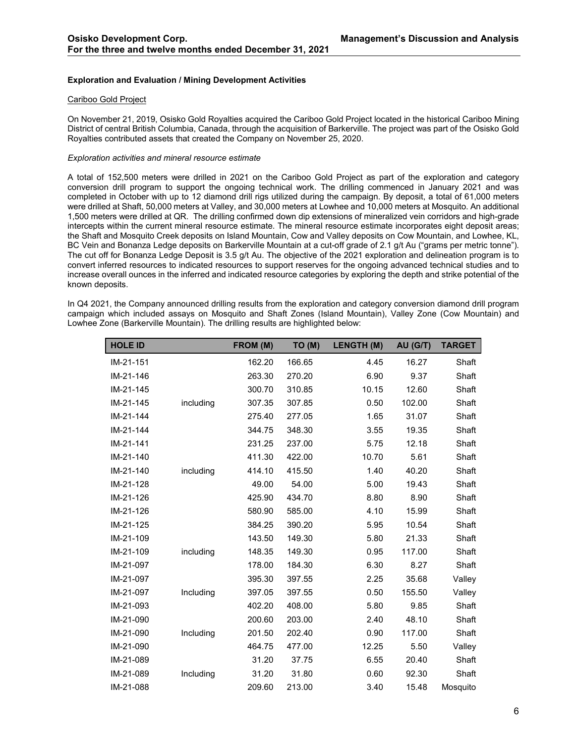### Exploration and Evaluation / Mining Development Activities

#### Cariboo Gold Project

On November 21, 2019, Osisko Gold Royalties acquired the Cariboo Gold Project located in the historical Cariboo Mining District of central British Columbia, Canada, through the acquisition of Barkerville. The project was part of the Osisko Gold Royalties contributed assets that created the Company on November 25, 2020.

*Exploration activities and mineral resource estimate*

A total of 152,500 meters were drilled in 2021 on the Cariboo Gold Project as part of the exploration and category conversion drill program to support the ongoing technical work. The drilling commenced in January 2021 and was completed in October with up to 12 diamond drill rigs utilized during the campaign. By deposit, a total of 61,000 meters were drilled at Shaft, 50,000 meters at Valley, and 30,000 meters at Lowhee and 10,000 meters at Mosquito. An additional 1,500 meters were drilled at QR. The drilling confirmed down dip extensions of mineralized vein corridors and high-grade intercepts within the current mineral resource estimate. The mineral resource estimate incorporates eight deposit areas; the Shaft and Mosquito Creek deposits on Island Mountain, Cow and Valley deposits on Cow Mountain, and Lowhee, KL, BC Vein and Bonanza Ledge deposits on Barkerville Mountain at a cut-off grade of 2.1 g/t Au ("grams per metric tonne"). The cut off for Bonanza Ledge Deposit is 3.5 g/t Au. The objective of the 2021 exploration and delineation program is to convert inferred resources to indicated resources to support reserves for the ongoing advanced technical studies and to increase overall ounces in the inferred and indicated resource categories by exploring the depth and strike potential of the known deposits.

In Q4 2021, the Company announced drilling results from the exploration and category conversion diamond drill program campaign which included assays on Mosquito and Shaft Zones (Island Mountain), Valley Zone (Cow Mountain) and Lowhee Zone (Barkerville Mountain). The drilling results are highlighted below:

| HOLE ID | | FROM (M) | TO (M) | LENGTH (M) | AU (G/T) | TARGET |
|---|---|---|---|---|---|---|
| IM-21-151 | | 162.20 | 166.65 | 4.45 | 16.27 | Shaft |
| IM-21-146 | | 263.30 | 270.20 | 6.90 | 9.37 | Shaft |
| IM-21-145 | | 300.70 | 310.85 | 10.15 | 12.60 | Shaft |
| IM-21-145 | including | 307.35 | 307.85 | 0.50 | 102.00 | Shaft |
| IM-21-144 | | 275.40 | 277.05 | 1.65 | 31.07 | Shaft |
| IM-21-144 | | 344.75 | 348.30 | 3.55 | 19.35 | Shaft |
| IM-21-141 | | 231.25 | 237.00 | 5.75 | 12.18 | Shaft |
| IM-21-140 | | 411.30 | 422.00 | 10.70 | 5.61 | Shaft |
| IM-21-140 | including | 414.10 | 415.50 | 1.40 | 40.20 | Shaft |
| IM-21-128 | | 49.00 | 54.00 | 5.00 | 19.43 | Shaft |
| IM-21-126 | | 425.90 | 434.70 | 8.80 | 8.90 | Shaft |
| IM-21-126 | | 580.90 | 585.00 | 4.10 | 15.99 | Shaft |
| IM-21-125 | | 384.25 | 390.20 | 5.95 | 10.54 | Shaft |
| IM-21-109 | | 143.50 | 149.30 | 5.80 | 21.33 | Shaft |
| IM-21-109 | including | 148.35 | 149.30 | 0.95 | 117.00 | Shaft |
| IM-21-097 | | 178.00 | 184.30 | 6.30 | 8.27 | Shaft |
| IM-21-097 | | 395.30 | 397.55 | 2.25 | 35.68 | Valley |
| IM-21-097 | Including | 397.05 | 397.55 | 0.50 | 155.50 | Valley |
| IM-21-093 | | 402.20 | 408.00 | 5.80 | 9.85 | Shaft |
| IM-21-090 | | 200.60 | 203.00 | 2.40 | 48.10 | Shaft |
| IM-21-090 | Including | 201.50 | 202.40 | 0.90 | 117.00 | Shaft |
| IM-21-090 | | 464.75 | 477.00 | 12.25 | 5.50 | Valley |
| IM-21-089 | | 31.20 | 37.75 | 6.55 | 20.40 | Shaft |
| IM-21-089 | Including | 31.20 | 31.80 | 0.60 | 92.30 | Shaft |
| IM-21-088 | | 209.60 | 213.00 | 3.40 | 15.48 | Mosquito |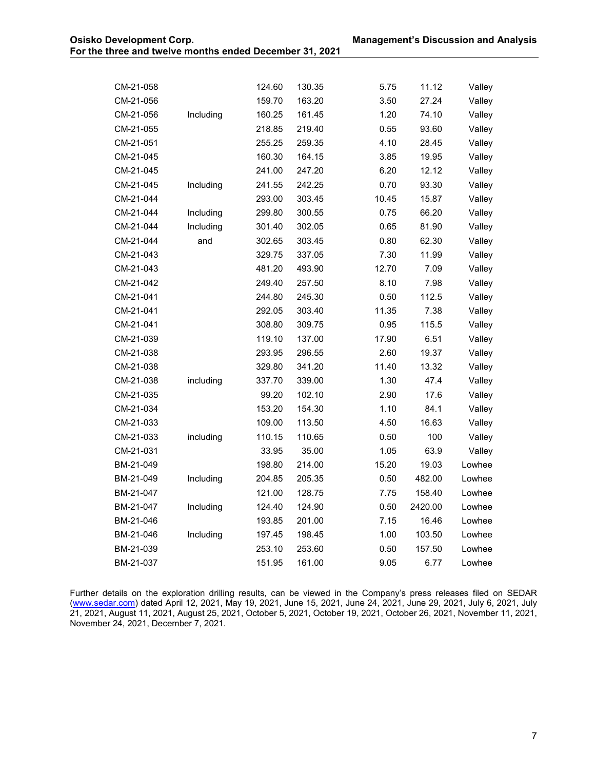| | | | | | | |
|---|---|---|---|---|---|---|
| CM-21-058 | | 124.60 | 130.35 | 5.75 | 11.12 | Valley |
| CM-21-056 | | 159.70 | 163.20 | 3.50 | 27.24 | Valley |
| CM-21-056 | Including | 160.25 | 161.45 | 1.20 | 74.10 | Valley |
| CM-21-055 | | 218.85 | 219.40 | 0.55 | 93.60 | Valley |
| CM-21-051 | | 255.25 | 259.35 | 4.10 | 28.45 | Valley |
| CM-21-045 | | 160.30 | 164.15 | 3.85 | 19.95 | Valley |
| CM-21-045 | | 241.00 | 247.20 | 6.20 | 12.12 | Valley |
| CM-21-045 | Including | 241.55 | 242.25 | 0.70 | 93.30 | Valley |
| CM-21-044 | | 293.00 | 303.45 | 10.45 | 15.87 | Valley |
| CM-21-044 | Including | 299.80 | 300.55 | 0.75 | 66.20 | Valley |
| CM-21-044 | Including | 301.40 | 302.05 | 0.65 | 81.90 | Valley |
| CM-21-044 | and | 302.65 | 303.45 | 0.80 | 62.30 | Valley |
| CM-21-043 | | 329.75 | 337.05 | 7.30 | 11.99 | Valley |
| CM-21-043 | | 481.20 | 493.90 | 12.70 | 7.09 | Valley |
| CM-21-042 | | 249.40 | 257.50 | 8.10 | 7.98 | Valley |
| CM-21-041 | | 244.80 | 245.30 | 0.50 | 112.5 | Valley |
| CM-21-041 | | 292.05 | 303.40 | 11.35 | 7.38 | Valley |
| CM-21-041 | | 308.80 | 309.75 | 0.95 | 115.5 | Valley |
| CM-21-039 | | 119.10 | 137.00 | 17.90 | 6.51 | Valley |
| CM-21-038 | | 293.95 | 296.55 | 2.60 | 19.37 | Valley |
| CM-21-038 | | 329.80 | 341.20 | 11.40 | 13.32 | Valley |
| CM-21-038 | including | 337.70 | 339.00 | 1.30 | 47.4 | Valley |
| CM-21-035 | | 99.20 | 102.10 | 2.90 | 17.6 | Valley |
| CM-21-034 | | 153.20 | 154.30 | 1.10 | 84.1 | Valley |
| CM-21-033 | | 109.00 | 113.50 | 4.50 | 16.63 | Valley |
| CM-21-033 | including | 110.15 | 110.65 | 0.50 | 100 | Valley |
| CM-21-031 | | 33.95 | 35.00 | 1.05 | 63.9 | Valley |
| BM-21-049 | | 198.80 | 214.00 | 15.20 | 19.03 | Lowhee |
| BM-21-049 | Including | 204.85 | 205.35 | 0.50 | 482.00 | Lowhee |
| BM-21-047 | | 121.00 | 128.75 | 7.75 | 158.40 | Lowhee |
| BM-21-047 | Including | 124.40 | 124.90 | 0.50 | 2420.00 | Lowhee |
| BM-21-046 | | 193.85 | 201.00 | 7.15 | 16.46 | Lowhee |
| BM-21-046 | Including | 197.45 | 198.45 | 1.00 | 103.50 | Lowhee |
| BM-21-039 | | 253.10 | 253.60 | 0.50 | 157.50 | Lowhee |
| BM-21-037 | | 151.95 | 161.00 | 9.05 | 6.77 | Lowhee |

Further details on the exploration drilling results, can be viewed in the Company's press releases filed on SEDAR (www.sedar.com) dated April 12, 2021, May 19, 2021, June 15, 2021, June 24, 2021, June 29, 2021, July 6, 2021, July 21, 2021, August 11, 2021, August 25, 2021, October 5, 2021, October 19, 2021, October 26, 2021, November 11, 2021, November 24, 2021, December 7, 2021.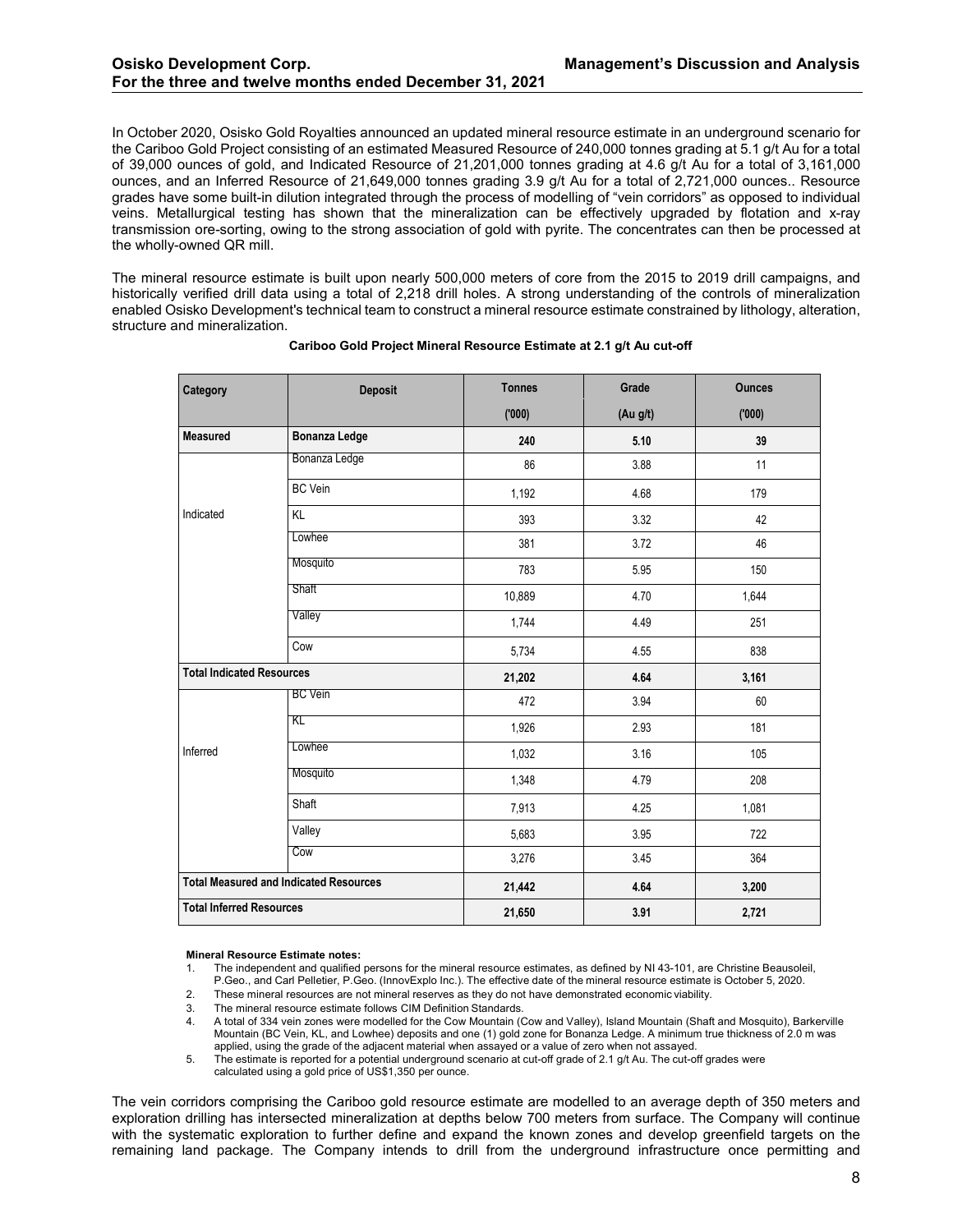In October 2020, Osisko Gold Royalties announced an updated mineral resource estimate in an underground scenario for the Cariboo Gold Project consisting of an estimated Measured Resource of 240,000 tonnes grading at 5.1 g/t Au for a total of 39,000 ounces of gold, and Indicated Resource of 21,201,000 tonnes grading at 4.6 g/t Au for a total of 3,161,000 ounces, and an Inferred Resource of 21,649,000 tonnes grading 3.9 g/t Au for a total of 2,721,000 ounces.. Resource grades have some built-in dilution integrated through the process of modelling of "vein corridors" as opposed to individual veins. Metallurgical testing has shown that the mineralization can be effectively upgraded by flotation and x-ray transmission ore-sorting, owing to the strong association of gold with pyrite. The concentrates can then be processed at the wholly-owned QR mill.

The mineral resource estimate is built upon nearly 500,000 meters of core from the 2015 to 2019 drill campaigns, and historically verified drill data using a total of 2,218 drill holes. A strong understanding of the controls of mineralization enabled Osisko Development's technical team to construct a mineral resource estimate constrained by lithology, alteration, structure and mineralization.

**Cariboo Gold Project Mineral Resource Estimate at 2.1 g/t Au cut-off**

| Category | Deposit | Tonnes ('000) | Grade (Au g/t) | Ounces ('000) |
|---|---|---|---|---|
| **Measured** | **Bonanza Ledge** | **240** | **5.10** | **39** |
| Indicated | Bonanza Ledge | 86 | 3.88 | 11 |
| | BC Vein | 1,192 | 4.68 | 179 |
| | KL | 393 | 3.32 | 42 |
| | Lowhee | 381 | 3.72 | 46 |
| | Mosquito | 783 | 5.95 | 150 |
| | Shaft | 10,889 | 4.70 | 1,644 |
| | Valley | 1,744 | 4.49 | 251 |
| | Cow | 5,734 | 4.55 | 838 |
| **Total Indicated Resources** | | **21,202** | **4.64** | **3,161** |
| Inferred | BC Vein | 472 | 3.94 | 60 |
| | KL | 1,926 | 2.93 | 181 |
| | Lowhee | 1,032 | 3.16 | 105 |
| | Mosquito | 1,348 | 4.79 | 208 |
| | Shaft | 7,913 | 4.25 | 1,081 |
| | Valley | 5,683 | 3.95 | 722 |
| | Cow | 3,276 | 3.45 | 364 |
| **Total Measured and Indicated Resources** | | **21,442** | **4.64** | **3,200** |
| **Total Inferred Resources** | | **21,650** | **3.91** | **2,721** |

**Mineral Resource Estimate notes:**

1. The independent and qualified persons for the mineral resource estimates, as defined by NI 43-101, are Christine Beausoleil, P.Geo., and Carl Pelletier, P.Geo. (InnovExplo Inc.). The effective date of the mineral resource estimate is October 5, 2020.
2. These mineral resources are not mineral reserves as they do not have demonstrated economic viability.
3. The mineral resource estimate follows CIM Definition Standards.
4. A total of 334 vein zones were modelled for the Cow Mountain (Cow and Valley), Island Mountain (Shaft and Mosquito), Barkerville Mountain (BC Vein, KL, and Lowhee) deposits and one (1) gold zone for Bonanza Ledge. A minimum true thickness of 2.0 m was applied, using the grade of the adjacent material when assayed or a value of zero when not assayed.
5. The estimate is reported for a potential underground scenario at cut-off grade of 2.1 g/t Au. The cut-off grades were calculated using a gold price of US$1,350 per ounce.

The vein corridors comprising the Cariboo gold resource estimate are modelled to an average depth of 350 meters and exploration drilling has intersected mineralization at depths below 700 meters from surface. The Company will continue with the systematic exploration to further define and expand the known zones and develop greenfield targets on the remaining land package. The Company intends to drill from the underground infrastructure once permitting and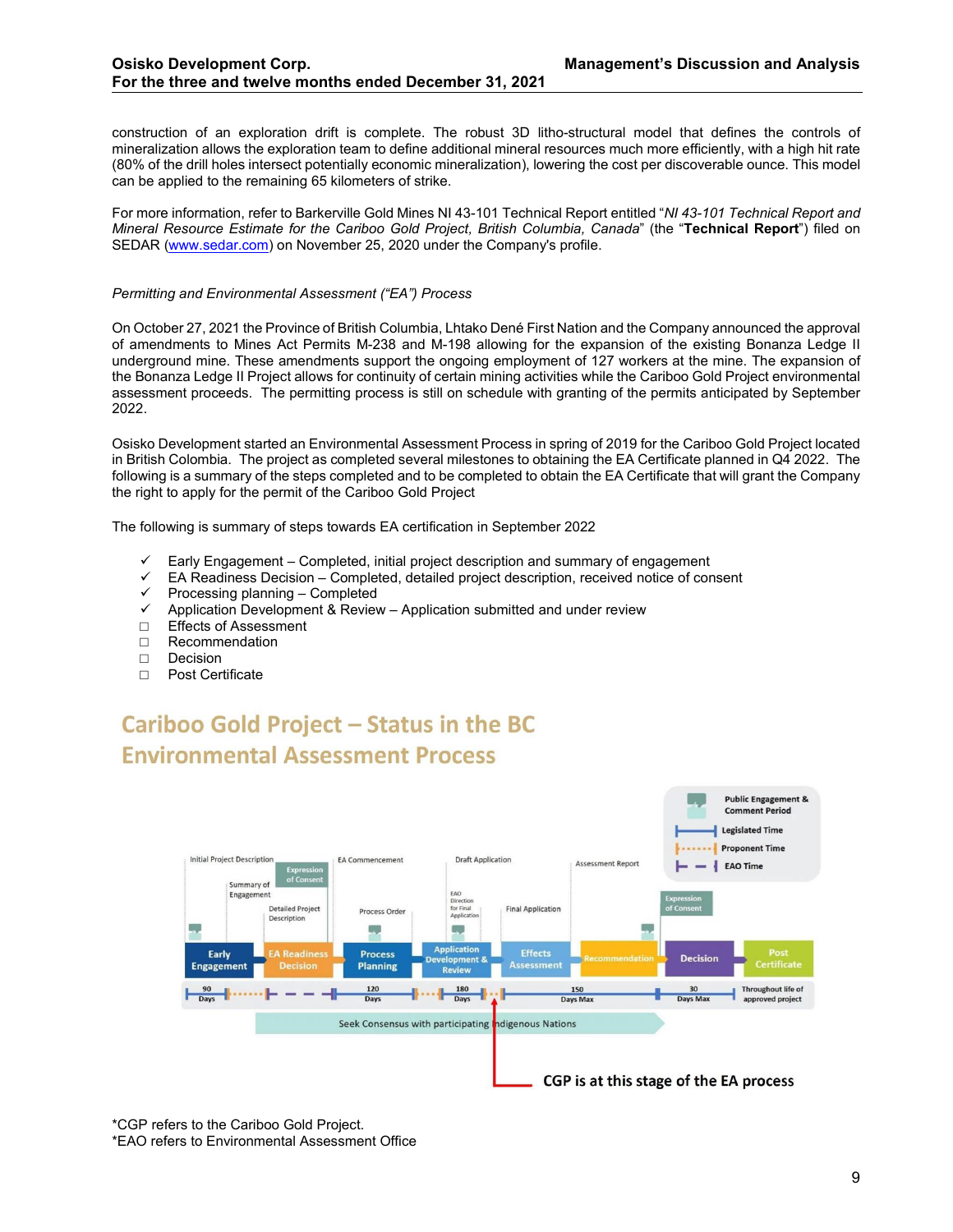construction of an exploration drift is complete. The robust 3D litho-structural model that defines the controls of mineralization allows the exploration team to define additional mineral resources much more efficiently, with a high hit rate (80% of the drill holes intersect potentially economic mineralization), lowering the cost per discoverable ounce. This model can be applied to the remaining 65 kilometers of strike.

For more information, refer to Barkerville Gold Mines NI 43-101 Technical Report entitled "*NI 43-101 Technical Report and Mineral Resource Estimate for the Cariboo Gold Project, British Columbia, Canada*" (the "**Technical Report**") filed on SEDAR (www.sedar.com) on November 25, 2020 under the Company's profile.

*Permitting and Environmental Assessment ("EA") Process*

On October 27, 2021 the Province of British Columbia, Lhtako Dené First Nation and the Company announced the approval of amendments to Mines Act Permits M-238 and M-198 allowing for the expansion of the existing Bonanza Ledge II underground mine. These amendments support the ongoing employment of 127 workers at the mine. The expansion of the Bonanza Ledge II Project allows for continuity of certain mining activities while the Cariboo Gold Project environmental assessment proceeds. The permitting process is still on schedule with granting of the permits anticipated by September 2022.

Osisko Development started an Environmental Assessment Process in spring of 2019 for the Cariboo Gold Project located in British Colombia. The project as completed several milestones to obtaining the EA Certificate planned in Q4 2022. The following is a summary of the steps completed and to be completed to obtain the EA Certificate that will grant the Company the right to apply for the permit of the Cariboo Gold Project

The following is summary of steps towards EA certification in September 2022

- ✓ Early Engagement – Completed, initial project description and summary of engagement
- ✓ EA Readiness Decision – Completed, detailed project description, received notice of consent
- ✓ Processing planning – Completed
- ✓ Application Development & Review – Application submitted and under review
- □ Effects of Assessment
- □ Recommendation
- □ Decision
- □ Post Certificate

**Cariboo Gold Project – Status in the BC Environmental Assessment Process**

Public Engagement & Comment Period | Legislated Time | Proponent Time | EAO Time

Initial Project Description, Summary of Engagement, Expression of Consent, Detailed Project Description, EA Commencement, Process Order, Draft Application, EAO Direction for Final Application, Final Application, Assessment Report, Expression of Consent

Early Engagement (90 Days) → EA Readiness Decision → Process Planning (120 Days) → Application Development & Review (180 Days) → Effects Assessment (150 Days Max) → Recommendation → Decision (30 Days Max) → Post Certificate (Throughout life of approved project)

Seek Consensus with participating Indigenous Nations

CGP is at this stage of the EA process

*CGP refers to the Cariboo Gold Project.
*EAO refers to Environmental Assessment Office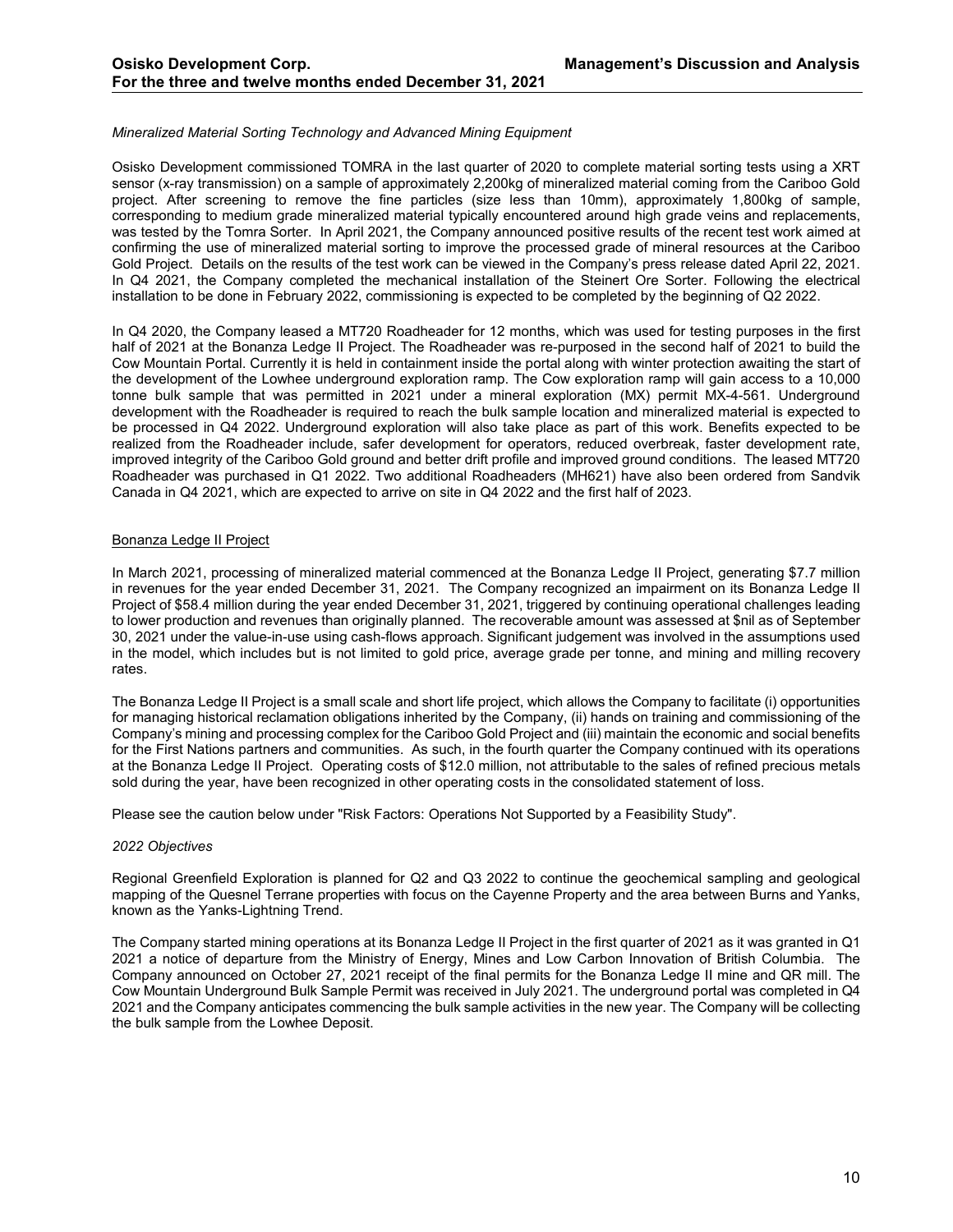*Mineralized Material Sorting Technology and Advanced Mining Equipment*

Osisko Development commissioned TOMRA in the last quarter of 2020 to complete material sorting tests using a XRT sensor (x-ray transmission) on a sample of approximately 2,200kg of mineralized material coming from the Cariboo Gold project. After screening to remove the fine particles (size less than 10mm), approximately 1,800kg of sample, corresponding to medium grade mineralized material typically encountered around high grade veins and replacements, was tested by the Tomra Sorter. In April 2021, the Company announced positive results of the recent test work aimed at confirming the use of mineralized material sorting to improve the processed grade of mineral resources at the Cariboo Gold Project. Details on the results of the test work can be viewed in the Company's press release dated April 22, 2021. In Q4 2021, the Company completed the mechanical installation of the Steinert Ore Sorter. Following the electrical installation to be done in February 2022, commissioning is expected to be completed by the beginning of Q2 2022.

In Q4 2020, the Company leased a MT720 Roadheader for 12 months, which was used for testing purposes in the first half of 2021 at the Bonanza Ledge II Project. The Roadheader was re-purposed in the second half of 2021 to build the Cow Mountain Portal. Currently it is held in containment inside the portal along with winter protection awaiting the start of the development of the Lowhee underground exploration ramp. The Cow exploration ramp will gain access to a 10,000 tonne bulk sample that was permitted in 2021 under a mineral exploration (MX) permit MX-4-561. Underground development with the Roadheader is required to reach the bulk sample location and mineralized material is expected to be processed in Q4 2022. Underground exploration will also take place as part of this work. Benefits expected to be realized from the Roadheader include, safer development for operators, reduced overbreak, faster development rate, improved integrity of the Cariboo Gold ground and better drift profile and improved ground conditions. The leased MT720 Roadheader was purchased in Q1 2022. Two additional Roadheaders (MH621) have also been ordered from Sandvik Canada in Q4 2021, which are expected to arrive on site in Q4 2022 and the first half of 2023.

## Bonanza Ledge II Project

In March 2021, processing of mineralized material commenced at the Bonanza Ledge II Project, generating $7.7 million in revenues for the year ended December 31, 2021. The Company recognized an impairment on its Bonanza Ledge II Project of $58.4 million during the year ended December 31, 2021, triggered by continuing operational challenges leading to lower production and revenues than originally planned. The recoverable amount was assessed at $nil as of September 30, 2021 under the value-in-use using cash-flows approach. Significant judgement was involved in the assumptions used in the model, which includes but is not limited to gold price, average grade per tonne, and mining and milling recovery rates.

The Bonanza Ledge II Project is a small scale and short life project, which allows the Company to facilitate (i) opportunities for managing historical reclamation obligations inherited by the Company, (ii) hands on training and commissioning of the Company's mining and processing complex for the Cariboo Gold Project and (iii) maintain the economic and social benefits for the First Nations partners and communities. As such, in the fourth quarter the Company continued with its operations at the Bonanza Ledge II Project. Operating costs of $12.0 million, not attributable to the sales of refined precious metals sold during the year, have been recognized in other operating costs in the consolidated statement of loss.

Please see the caution below under "Risk Factors: Operations Not Supported by a Feasibility Study".

*2022 Objectives*

Regional Greenfield Exploration is planned for Q2 and Q3 2022 to continue the geochemical sampling and geological mapping of the Quesnel Terrane properties with focus on the Cayenne Property and the area between Burns and Yanks, known as the Yanks-Lightning Trend.

The Company started mining operations at its Bonanza Ledge II Project in the first quarter of 2021 as it was granted in Q1 2021 a notice of departure from the Ministry of Energy, Mines and Low Carbon Innovation of British Columbia. The Company announced on October 27, 2021 receipt of the final permits for the Bonanza Ledge II mine and QR mill. The Cow Mountain Underground Bulk Sample Permit was received in July 2021. The underground portal was completed in Q4 2021 and the Company anticipates commencing the bulk sample activities in the new year. The Company will be collecting the bulk sample from the Lowhee Deposit.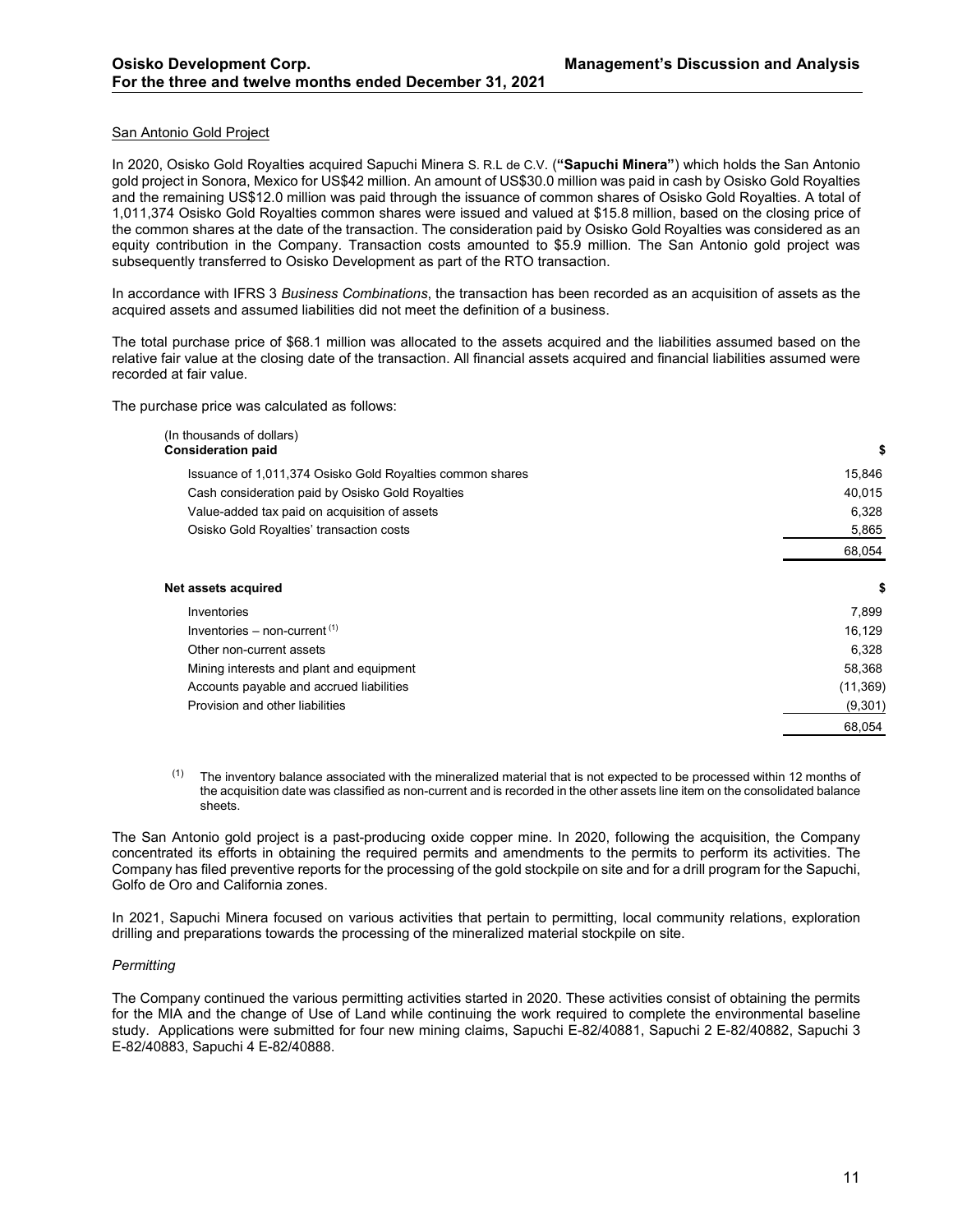### San Antonio Gold Project

In 2020, Osisko Gold Royalties acquired Sapuchi Minera S. R.L de C.V. (**"Sapuchi Minera"**) which holds the San Antonio gold project in Sonora, Mexico for US$42 million. An amount of US$30.0 million was paid in cash by Osisko Gold Royalties and the remaining US$12.0 million was paid through the issuance of common shares of Osisko Gold Royalties. A total of 1,011,374 Osisko Gold Royalties common shares were issued and valued at $15.8 million, based on the closing price of the common shares at the date of the transaction. The consideration paid by Osisko Gold Royalties was considered as an equity contribution in the Company. Transaction costs amounted to $5.9 million. The San Antonio gold project was subsequently transferred to Osisko Development as part of the RTO transaction.

In accordance with IFRS 3 *Business Combinations*, the transaction has been recorded as an acquisition of assets as the acquired assets and assumed liabilities did not meet the definition of a business.

The total purchase price of $68.1 million was allocated to the assets acquired and the liabilities assumed based on the relative fair value at the closing date of the transaction. All financial assets acquired and financial liabilities assumed were recorded at fair value.

The purchase price was calculated as follows:

| (In thousands of dollars) **Consideration paid** | **$** |
|---|---|
| Issuance of 1,011,374 Osisko Gold Royalties common shares | 15,846 |
| Cash consideration paid by Osisko Gold Royalties | 40,015 |
| Value-added tax paid on acquisition of assets | 6,328 |
| Osisko Gold Royalties' transaction costs | 5,865 |
| | 68,054 |
| **Net assets acquired** | **$** |
| Inventories | 7,899 |
| Inventories – non-current [(1)] | 16,129 |
| Other non-current assets | 6,328 |
| Mining interests and plant and equipment | 58,368 |
| Accounts payable and accrued liabilities | (11,369) |
| Provision and other liabilities | (9,301) |
| | 68,054 |

(1) The inventory balance associated with the mineralized material that is not expected to be processed within 12 months of the acquisition date was classified as non-current and is recorded in the other assets line item on the consolidated balance sheets.

The San Antonio gold project is a past-producing oxide copper mine. In 2020, following the acquisition, the Company concentrated its efforts in obtaining the required permits and amendments to the permits to perform its activities. The Company has filed preventive reports for the processing of the gold stockpile on site and for a drill program for the Sapuchi, Golfo de Oro and California zones.

In 2021, Sapuchi Minera focused on various activities that pertain to permitting, local community relations, exploration drilling and preparations towards the processing of the mineralized material stockpile on site.

*Permitting*

The Company continued the various permitting activities started in 2020. These activities consist of obtaining the permits for the MIA and the change of Use of Land while continuing the work required to complete the environmental baseline study. Applications were submitted for four new mining claims, Sapuchi E-82/40881, Sapuchi 2 E-82/40882, Sapuchi 3 E-82/40883, Sapuchi 4 E-82/40888.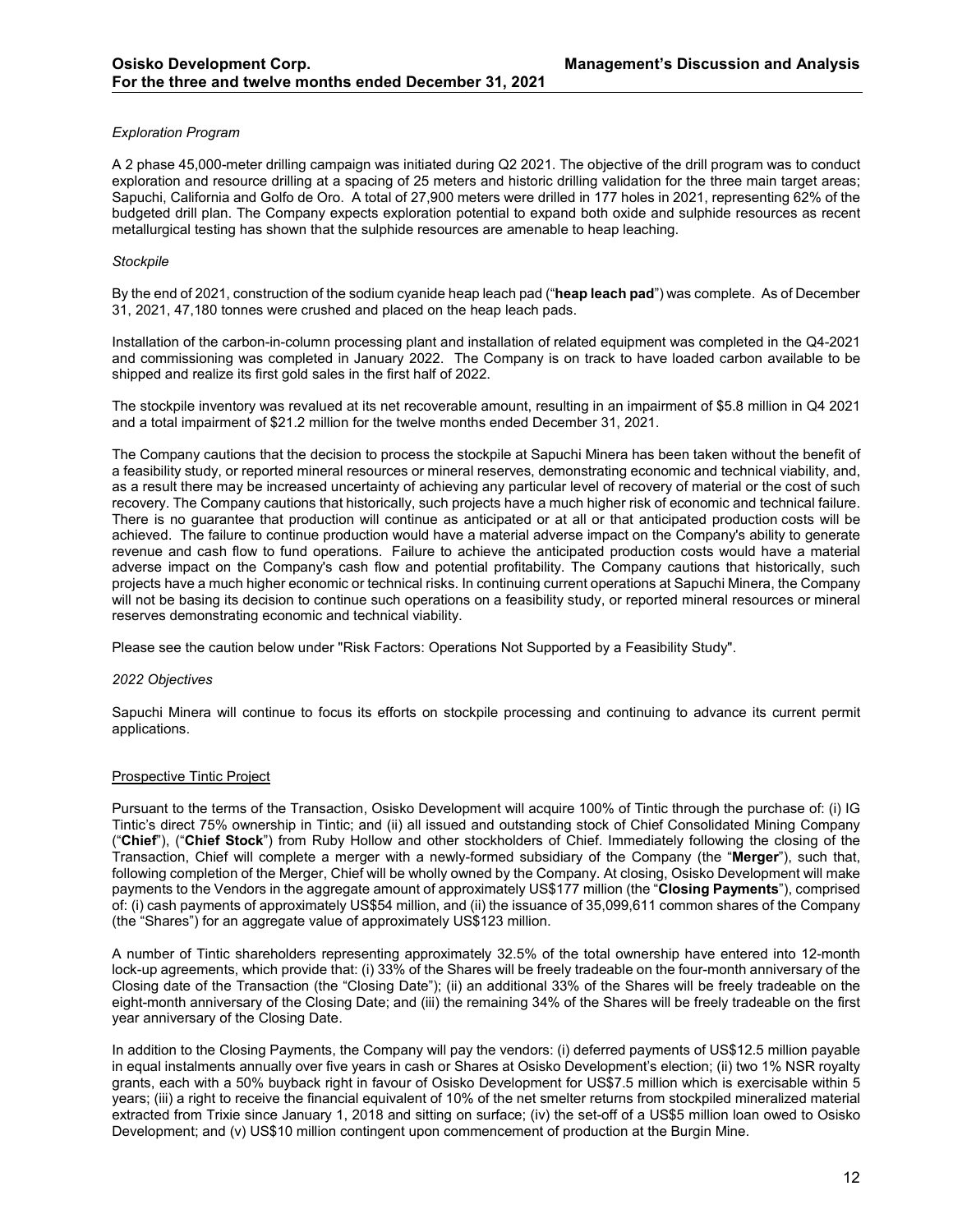*Exploration Program*

A 2 phase 45,000-meter drilling campaign was initiated during Q2 2021. The objective of the drill program was to conduct exploration and resource drilling at a spacing of 25 meters and historic drilling validation for the three main target areas; Sapuchi, California and Golfo de Oro. A total of 27,900 meters were drilled in 177 holes in 2021, representing 62% of the budgeted drill plan. The Company expects exploration potential to expand both oxide and sulphide resources as recent metallurgical testing has shown that the sulphide resources are amenable to heap leaching.

*Stockpile*

By the end of 2021, construction of the sodium cyanide heap leach pad ("**heap leach pad**") was complete. As of December 31, 2021, 47,180 tonnes were crushed and placed on the heap leach pads.

Installation of the carbon-in-column processing plant and installation of related equipment was completed in the Q4-2021 and commissioning was completed in January 2022. The Company is on track to have loaded carbon available to be shipped and realize its first gold sales in the first half of 2022.

The stockpile inventory was revalued at its net recoverable amount, resulting in an impairment of $5.8 million in Q4 2021 and a total impairment of $21.2 million for the twelve months ended December 31, 2021.

The Company cautions that the decision to process the stockpile at Sapuchi Minera has been taken without the benefit of a feasibility study, or reported mineral resources or mineral reserves, demonstrating economic and technical viability, and, as a result there may be increased uncertainty of achieving any particular level of recovery of material or the cost of such recovery. The Company cautions that historically, such projects have a much higher risk of economic and technical failure. There is no guarantee that production will continue as anticipated or at all or that anticipated production costs will be achieved. The failure to continue production would have a material adverse impact on the Company's ability to generate revenue and cash flow to fund operations. Failure to achieve the anticipated production costs would have a material adverse impact on the Company's cash flow and potential profitability. The Company cautions that historically, such projects have a much higher economic or technical risks. In continuing current operations at Sapuchi Minera, the Company will not be basing its decision to continue such operations on a feasibility study, or reported mineral resources or mineral reserves demonstrating economic and technical viability.

Please see the caution below under "Risk Factors: Operations Not Supported by a Feasibility Study".

*2022 Objectives*

Sapuchi Minera will continue to focus its efforts on stockpile processing and continuing to advance its current permit applications.

## Prospective Tintic Project

Pursuant to the terms of the Transaction, Osisko Development will acquire 100% of Tintic through the purchase of: (i) IG Tintic's direct 75% ownership in Tintic; and (ii) all issued and outstanding stock of Chief Consolidated Mining Company ("**Chief**"), ("**Chief Stock**") from Ruby Hollow and other stockholders of Chief. Immediately following the closing of the Transaction, Chief will complete a merger with a newly-formed subsidiary of the Company (the "**Merger**"), such that, following completion of the Merger, Chief will be wholly owned by the Company. At closing, Osisko Development will make payments to the Vendors in the aggregate amount of approximately US$177 million (the "**Closing Payments**"), comprised of: (i) cash payments of approximately US$54 million, and (ii) the issuance of 35,099,611 common shares of the Company (the "Shares") for an aggregate value of approximately US$123 million.

A number of Tintic shareholders representing approximately 32.5% of the total ownership have entered into 12-month lock-up agreements, which provide that: (i) 33% of the Shares will be freely tradeable on the four-month anniversary of the Closing date of the Transaction (the "Closing Date"); (ii) an additional 33% of the Shares will be freely tradeable on the eight-month anniversary of the Closing Date; and (iii) the remaining 34% of the Shares will be freely tradeable on the first year anniversary of the Closing Date.

In addition to the Closing Payments, the Company will pay the vendors: (i) deferred payments of US$12.5 million payable in equal instalments annually over five years in cash or Shares at Osisko Development's election; (ii) two 1% NSR royalty grants, each with a 50% buyback right in favour of Osisko Development for US$7.5 million which is exercisable within 5 years; (iii) a right to receive the financial equivalent of 10% of the net smelter returns from stockpiled mineralized material extracted from Trixie since January 1, 2018 and sitting on surface; (iv) the set-off of a US$5 million loan owed to Osisko Development; and (v) US$10 million contingent upon commencement of production at the Burgin Mine.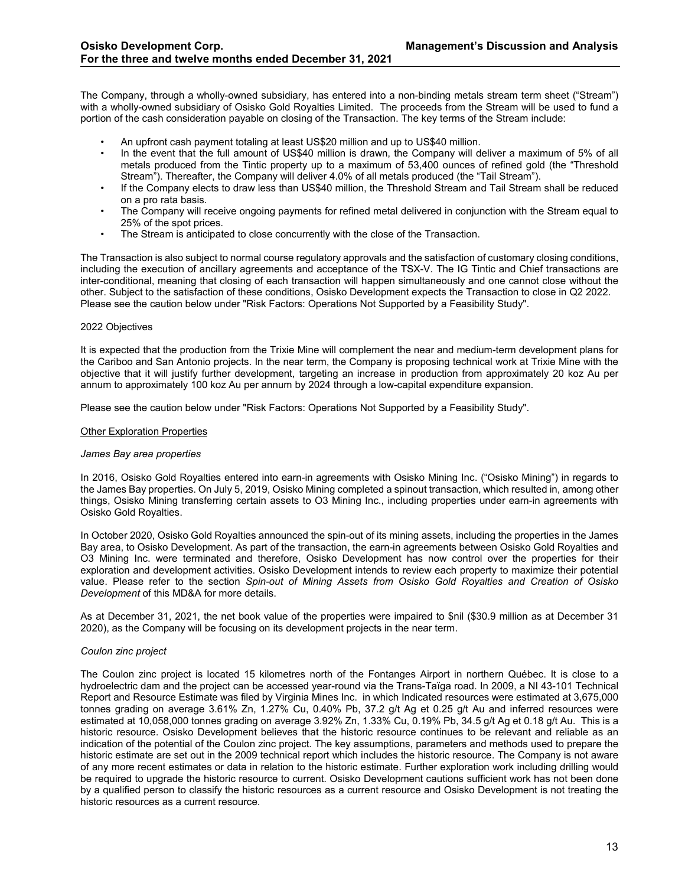The Company, through a wholly-owned subsidiary, has entered into a non-binding metals stream term sheet ("Stream") with a wholly-owned subsidiary of Osisko Gold Royalties Limited. The proceeds from the Stream will be used to fund a portion of the cash consideration payable on closing of the Transaction. The key terms of the Stream include:

- An upfront cash payment totaling at least US$20 million and up to US$40 million.
- In the event that the full amount of US$40 million is drawn, the Company will deliver a maximum of 5% of all metals produced from the Tintic property up to a maximum of 53,400 ounces of refined gold (the "Threshold Stream"). Thereafter, the Company will deliver 4.0% of all metals produced (the "Tail Stream").
- If the Company elects to draw less than US$40 million, the Threshold Stream and Tail Stream shall be reduced on a pro rata basis.
- The Company will receive ongoing payments for refined metal delivered in conjunction with the Stream equal to 25% of the spot prices.
- The Stream is anticipated to close concurrently with the close of the Transaction.

The Transaction is also subject to normal course regulatory approvals and the satisfaction of customary closing conditions, including the execution of ancillary agreements and acceptance of the TSX-V. The IG Tintic and Chief transactions are inter-conditional, meaning that closing of each transaction will happen simultaneously and one cannot close without the other. Subject to the satisfaction of these conditions, Osisko Development expects the Transaction to close in Q2 2022. Please see the caution below under "Risk Factors: Operations Not Supported by a Feasibility Study".

2022 Objectives

It is expected that the production from the Trixie Mine will complement the near and medium-term development plans for the Cariboo and San Antonio projects. In the near term, the Company is proposing technical work at Trixie Mine with the objective that it will justify further development, targeting an increase in production from approximately 20 koz Au per annum to approximately 100 koz Au per annum by 2024 through a low-capital expenditure expansion.

Please see the caution below under "Risk Factors: Operations Not Supported by a Feasibility Study".

Other Exploration Properties

*James Bay area properties*

In 2016, Osisko Gold Royalties entered into earn-in agreements with Osisko Mining Inc. ("Osisko Mining") in regards to the James Bay properties. On July 5, 2019, Osisko Mining completed a spinout transaction, which resulted in, among other things, Osisko Mining transferring certain assets to O3 Mining Inc., including properties under earn-in agreements with Osisko Gold Royalties.

In October 2020, Osisko Gold Royalties announced the spin-out of its mining assets, including the properties in the James Bay area, to Osisko Development. As part of the transaction, the earn-in agreements between Osisko Gold Royalties and O3 Mining Inc. were terminated and therefore, Osisko Development has now control over the properties for their exploration and development activities. Osisko Development intends to review each property to maximize their potential value. Please refer to the section *Spin-out of Mining Assets from Osisko Gold Royalties and Creation of Osisko Development* of this MD&A for more details.

As at December 31, 2021, the net book value of the properties were impaired to $nil ($30.9 million as at December 31 2020), as the Company will be focusing on its development projects in the near term.

*Coulon zinc project*

The Coulon zinc project is located 15 kilometres north of the Fontanges Airport in northern Québec. It is close to a hydroelectric dam and the project can be accessed year-round via the Trans-Taïga road. In 2009, a NI 43-101 Technical Report and Resource Estimate was filed by Virginia Mines Inc. in which Indicated resources were estimated at 3,675,000 tonnes grading on average 3.61% Zn, 1.27% Cu, 0.40% Pb, 37.2 g/t Ag et 0.25 g/t Au and inferred resources were estimated at 10,058,000 tonnes grading on average 3.92% Zn, 1.33% Cu, 0.19% Pb, 34.5 g/t Ag et 0.18 g/t Au. This is a historic resource. Osisko Development believes that the historic resource continues to be relevant and reliable as an indication of the potential of the Coulon zinc project. The key assumptions, parameters and methods used to prepare the historic estimate are set out in the 2009 technical report which includes the historic resource. The Company is not aware of any more recent estimates or data in relation to the historic estimate. Further exploration work including drilling would be required to upgrade the historic resource to current. Osisko Development cautions sufficient work has not been done by a qualified person to classify the historic resources as a current resource and Osisko Development is not treating the historic resources as a current resource.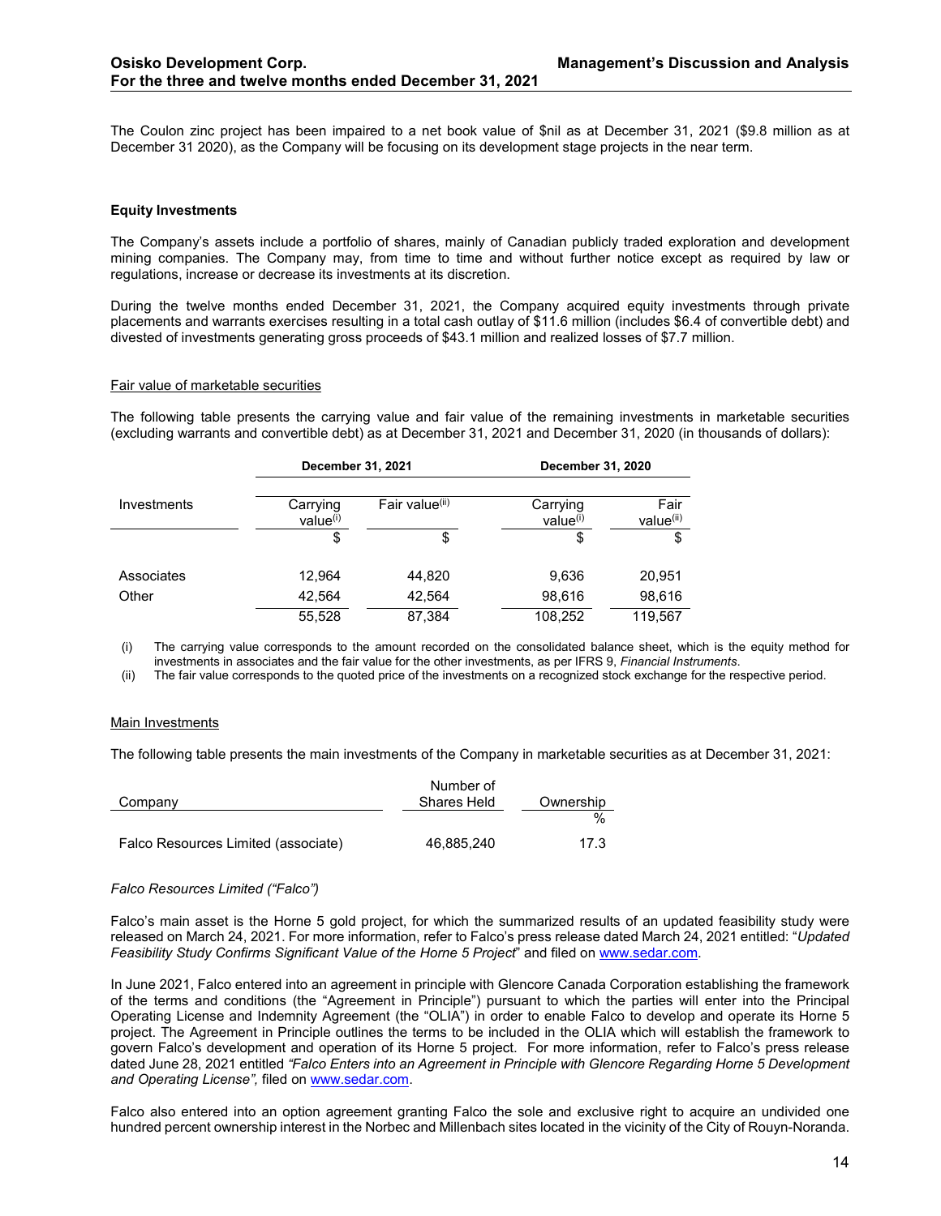The Coulon zinc project has been impaired to a net book value of $nil as at December 31, 2021 ($9.8 million as at December 31 2020), as the Company will be focusing on its development stage projects in the near term.

**Equity Investments**

The Company's assets include a portfolio of shares, mainly of Canadian publicly traded exploration and development mining companies. The Company may, from time to time and without further notice except as required by law or regulations, increase or decrease its investments at its discretion.

During the twelve months ended December 31, 2021, the Company acquired equity investments through private placements and warrants exercises resulting in a total cash outlay of $11.6 million (includes $6.4 of convertible debt) and divested of investments generating gross proceeds of $43.1 million and realized losses of $7.7 million.

Fair value of marketable securities

The following table presents the carrying value and fair value of the remaining investments in marketable securities (excluding warrants and convertible debt) as at December 31, 2021 and December 31, 2020 (in thousands of dollars):

| | December 31, 2021 | | December 31, 2020 | |
|---|---|---|---|---|
| Investments | Carrying value(i) | Fair value(ii) | Carrying value(i) | Fair value(ii) |
| | $ | $ | $ | $ |
| Associates | 12,964 | 44,820 | 9,636 | 20,951 |
| Other | 42,564 | 42,564 | 98,616 | 98,616 |
| | 55,528 | 87,384 | 108,252 | 119,567 |

(i) The carrying value corresponds to the amount recorded on the consolidated balance sheet, which is the equity method for investments in associates and the fair value for the other investments, as per IFRS 9, *Financial Instruments*.

(ii) The fair value corresponds to the quoted price of the investments on a recognized stock exchange for the respective period.

Main Investments

The following table presents the main investments of the Company in marketable securities as at December 31, 2021:

| Company | Number of Shares Held | Ownership |
|---|---|---|
| | | % |
| Falco Resources Limited (associate) | 46,885,240 | 17.3 |

*Falco Resources Limited ("Falco")*

Falco's main asset is the Horne 5 gold project, for which the summarized results of an updated feasibility study were released on March 24, 2021. For more information, refer to Falco's press release dated March 24, 2021 entitled: "*Updated Feasibility Study Confirms Significant Value of the Horne 5 Project*" and filed on www.sedar.com.

In June 2021, Falco entered into an agreement in principle with Glencore Canada Corporation establishing the framework of the terms and conditions (the "Agreement in Principle") pursuant to which the parties will enter into the Principal Operating License and Indemnity Agreement (the "OLIA") in order to enable Falco to develop and operate its Horne 5 project. The Agreement in Principle outlines the terms to be included in the OLIA which will establish the framework to govern Falco's development and operation of its Horne 5 project. For more information, refer to Falco's press release dated June 28, 2021 entitled *"Falco Enters into an Agreement in Principle with Glencore Regarding Horne 5 Development and Operating License",* filed on www.sedar.com.

Falco also entered into an option agreement granting Falco the sole and exclusive right to acquire an undivided one hundred percent ownership interest in the Norbec and Millenbach sites located in the vicinity of the City of Rouyn-Noranda.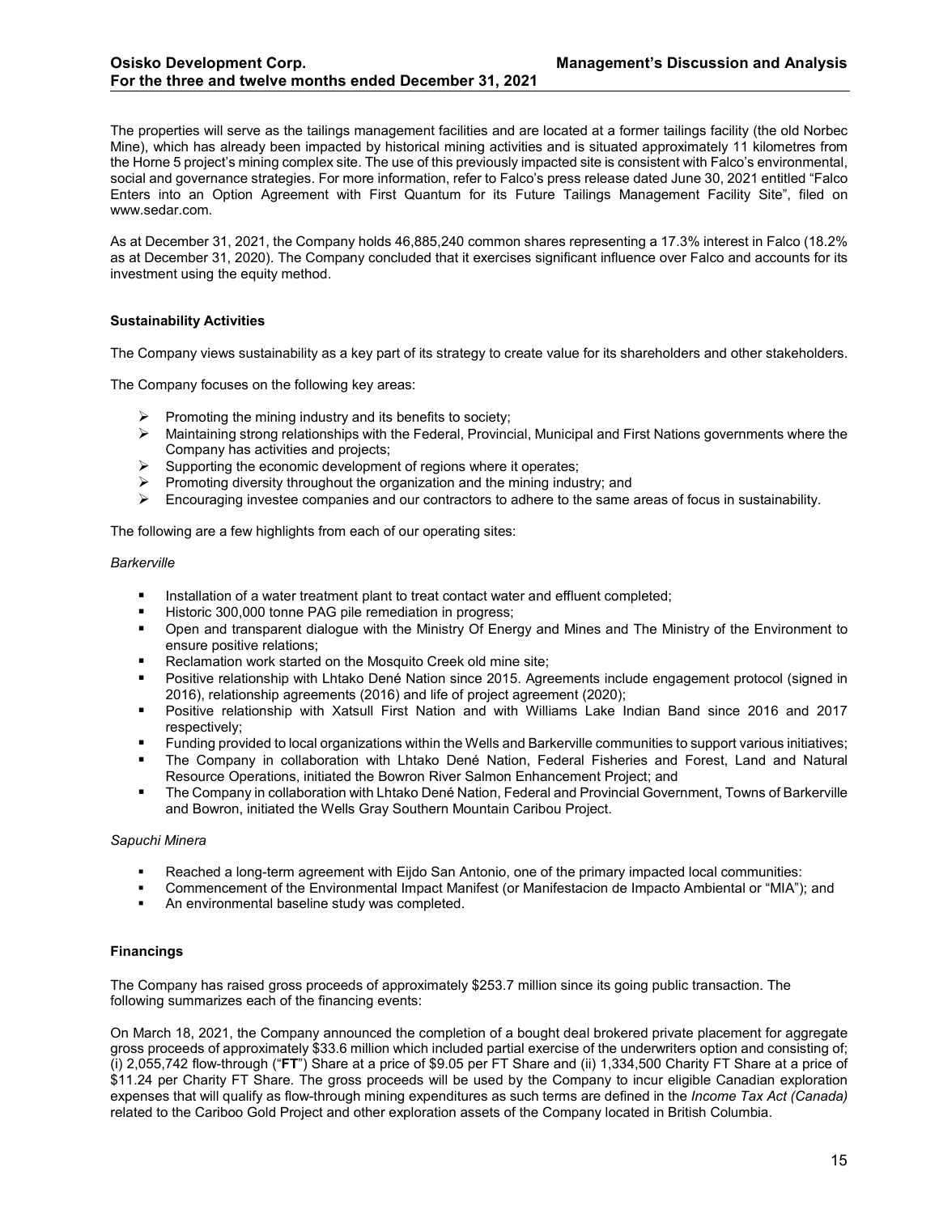The properties will serve as the tailings management facilities and are located at a former tailings facility (the old Norbec Mine), which has already been impacted by historical mining activities and is situated approximately 11 kilometres from the Horne 5 project's mining complex site. The use of this previously impacted site is consistent with Falco's environmental, social and governance strategies. For more information, refer to Falco's press release dated June 30, 2021 entitled "Falco Enters into an Option Agreement with First Quantum for its Future Tailings Management Facility Site", filed on www.sedar.com.

As at December 31, 2021, the Company holds 46,885,240 common shares representing a 17.3% interest in Falco (18.2% as at December 31, 2020). The Company concluded that it exercises significant influence over Falco and accounts for its investment using the equity method.

**Sustainability Activities**

The Company views sustainability as a key part of its strategy to create value for its shareholders and other stakeholders.

The Company focuses on the following key areas:

- Promoting the mining industry and its benefits to society;
- Maintaining strong relationships with the Federal, Provincial, Municipal and First Nations governments where the Company has activities and projects;
- Supporting the economic development of regions where it operates;
- Promoting diversity throughout the organization and the mining industry; and
- Encouraging investee companies and our contractors to adhere to the same areas of focus in sustainability.

The following are a few highlights from each of our operating sites:

*Barkerville*

- Installation of a water treatment plant to treat contact water and effluent completed;
- Historic 300,000 tonne PAG pile remediation in progress;
- Open and transparent dialogue with the Ministry Of Energy and Mines and The Ministry of the Environment to ensure positive relations;
- Reclamation work started on the Mosquito Creek old mine site;
- Positive relationship with Lhtako Dené Nation since 2015. Agreements include engagement protocol (signed in 2016), relationship agreements (2016) and life of project agreement (2020);
- Positive relationship with Xatsull First Nation and with Williams Lake Indian Band since 2016 and 2017 respectively;
- Funding provided to local organizations within the Wells and Barkerville communities to support various initiatives;
- The Company in collaboration with Lhtako Dené Nation, Federal Fisheries and Forest, Land and Natural Resource Operations, initiated the Bowron River Salmon Enhancement Project; and
- The Company in collaboration with Lhtako Dené Nation, Federal and Provincial Government, Towns of Barkerville and Bowron, initiated the Wells Gray Southern Mountain Caribou Project.

*Sapuchi Minera*

- Reached a long-term agreement with Eijdo San Antonio, one of the primary impacted local communities:
- Commencement of the Environmental Impact Manifest (or Manifestacion de Impacto Ambiental or "MIA"); and
- An environmental baseline study was completed.

**Financings**

The Company has raised gross proceeds of approximately $253.7 million since its going public transaction. The following summarizes each of the financing events:

On March 18, 2021, the Company announced the completion of a bought deal brokered private placement for aggregate gross proceeds of approximately $33.6 million which included partial exercise of the underwriters option and consisting of; (i) 2,055,742 flow-through ("**FT**") Share at a price of $9.05 per FT Share and (ii) 1,334,500 Charity FT Share at a price of $11.24 per Charity FT Share. The gross proceeds will be used by the Company to incur eligible Canadian exploration expenses that will qualify as flow-through mining expenditures as such terms are defined in the *Income Tax Act (Canada)* related to the Cariboo Gold Project and other exploration assets of the Company located in British Columbia.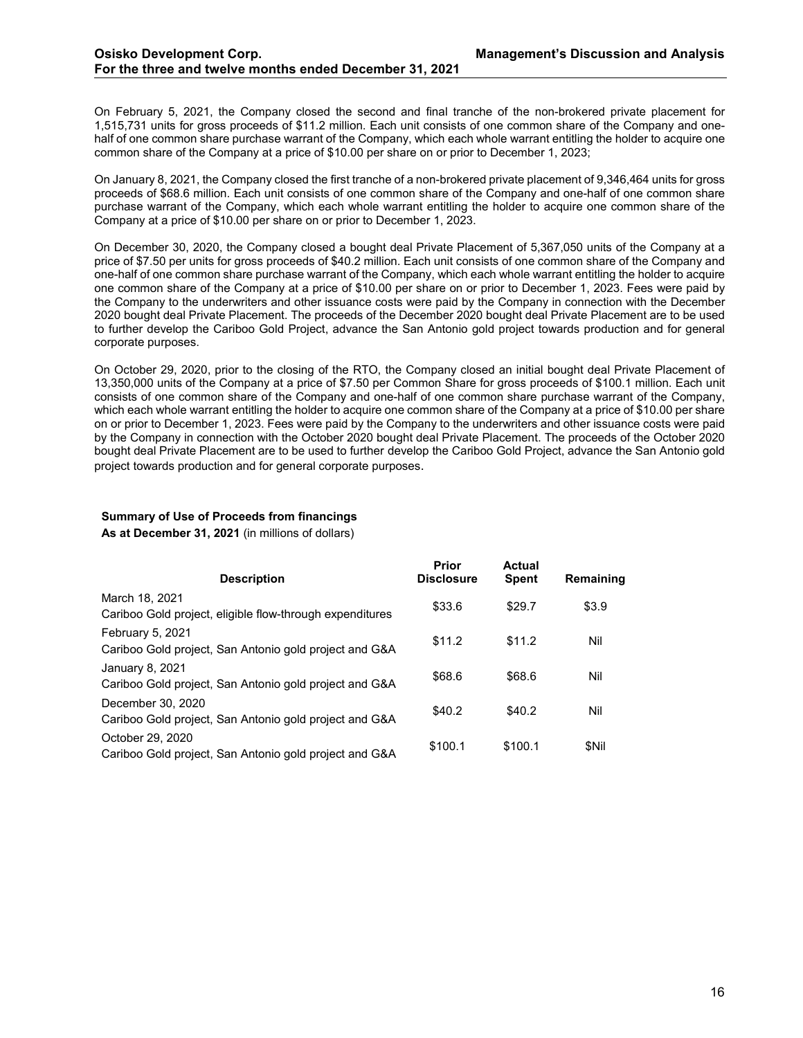On February 5, 2021, the Company closed the second and final tranche of the non-brokered private placement for 1,515,731 units for gross proceeds of $11.2 million. Each unit consists of one common share of the Company and one-half of one common share purchase warrant of the Company, which each whole warrant entitling the holder to acquire one common share of the Company at a price of $10.00 per share on or prior to December 1, 2023;

On January 8, 2021, the Company closed the first tranche of a non-brokered private placement of 9,346,464 units for gross proceeds of $68.6 million. Each unit consists of one common share of the Company and one-half of one common share purchase warrant of the Company, which each whole warrant entitling the holder to acquire one common share of the Company at a price of $10.00 per share on or prior to December 1, 2023.

On December 30, 2020, the Company closed a bought deal Private Placement of 5,367,050 units of the Company at a price of $7.50 per units for gross proceeds of $40.2 million. Each unit consists of one common share of the Company and one-half of one common share purchase warrant of the Company, which each whole warrant entitling the holder to acquire one common share of the Company at a price of $10.00 per share on or prior to December 1, 2023. Fees were paid by the Company to the underwriters and other issuance costs were paid by the Company in connection with the December 2020 bought deal Private Placement. The proceeds of the December 2020 bought deal Private Placement are to be used to further develop the Cariboo Gold Project, advance the San Antonio gold project towards production and for general corporate purposes.

On October 29, 2020, prior to the closing of the RTO, the Company closed an initial bought deal Private Placement of 13,350,000 units of the Company at a price of $7.50 per Common Share for gross proceeds of $100.1 million. Each unit consists of one common share of the Company and one-half of one common share purchase warrant of the Company, which each whole warrant entitling the holder to acquire one common share of the Company at a price of $10.00 per share on or prior to December 1, 2023. Fees were paid by the Company to the underwriters and other issuance costs were paid by the Company in connection with the October 2020 bought deal Private Placement. The proceeds of the October 2020 bought deal Private Placement are to be used to further develop the Cariboo Gold Project, advance the San Antonio gold project towards production and for general corporate purposes.

**Summary of Use of Proceeds from financings**
**As at December 31, 2021** (in millions of dollars)

| Description | Prior Disclosure | Actual Spent | Remaining |
|---|---|---|---|
| March 18, 2021<br>Cariboo Gold project, eligible flow-through expenditures | $33.6 | $29.7 | $3.9 |
| February 5, 2021<br>Cariboo Gold project, San Antonio gold project and G&A | $11.2 | $11.2 | Nil |
| January 8, 2021<br>Cariboo Gold project, San Antonio gold project and G&A | $68.6 | $68.6 | Nil |
| December 30, 2020<br>Cariboo Gold project, San Antonio gold project and G&A | $40.2 | $40.2 | Nil |
| October 29, 2020<br>Cariboo Gold project, San Antonio gold project and G&A | $100.1 | $100.1 | $Nil |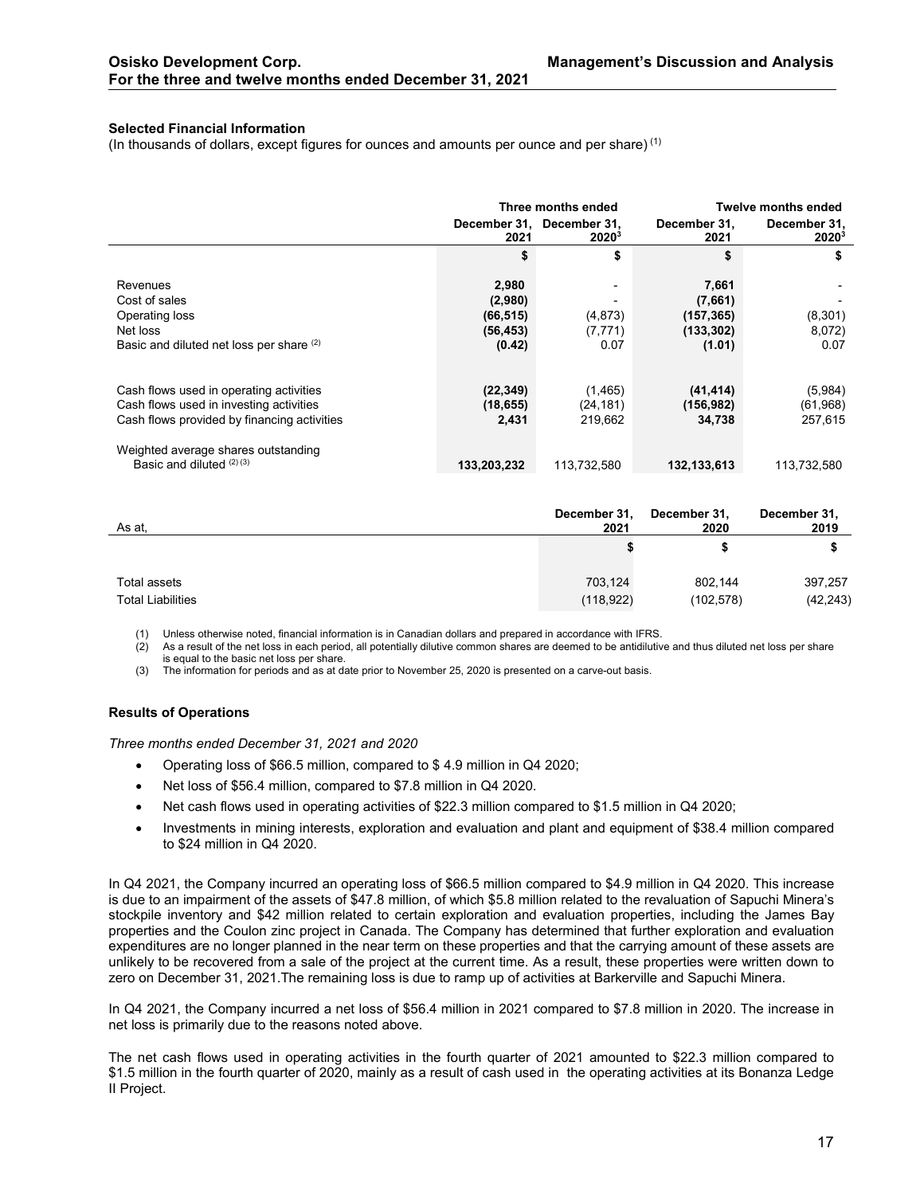### Selected Financial Information

(In thousands of dollars, except figures for ounces and amounts per ounce and per share) [1]

| | Three months ended | | Twelve months ended | |
|---|---|---|---|---|
| | December 31, 2021 | December 31, 2020[3] | December 31, 2021 | December 31, 2020[3] |
| | $ | $ | $ | $ |
| Revenues | **2,980** | - | **7,661** | - |
| Cost of sales | **(2,980)** | - | **(7,661)** | - |
| Operating loss | **(66,515)** | (4,873) | **(157,365)** | (8,301) |
| Net loss | **(56,453)** | (7,771) | **(133,302)** | 8,072) |
| Basic and diluted net loss per share [2] | **(0.42)** | 0.07 | **(1.01)** | 0.07 |
| Cash flows used in operating activities | **(22,349)** | (1,465) | **(41,414)** | (5,984) |
| Cash flows used in investing activities | **(18,655)** | (24,181) | **(156,982)** | (61,968) |
| Cash flows provided by financing activities | **2,431** | 219,662 | **34,738** | 257,615 |
| Weighted average shares outstanding Basic and diluted [2] [3] | **133,203,232** | 113,732,580 | **132,133,613** | 113,732,580 |

| As at, | December 31, 2021 | December 31, 2020 | December 31, 2019 |
|---|---|---|---|
| | $ | $ | $ |
| Total assets | 703,124 | 802,144 | 397,257 |
| Total Liabilities | (118,922) | (102,578) | (42,243) |

(1) Unless otherwise noted, financial information is in Canadian dollars and prepared in accordance with IFRS.
(2) As a result of the net loss in each period, all potentially dilutive common shares are deemed to be antidilutive and thus diluted net loss per share is equal to the basic net loss per share.
(3) The information for periods and as at date prior to November 25, 2020 is presented on a carve-out basis.

### Results of Operations

*Three months ended December 31, 2021 and 2020*

- Operating loss of $66.5 million, compared to $ 4.9 million in Q4 2020;
- Net loss of $56.4 million, compared to $7.8 million in Q4 2020.
- Net cash flows used in operating activities of $22.3 million compared to $1.5 million in Q4 2020;
- Investments in mining interests, exploration and evaluation and plant and equipment of $38.4 million compared to $24 million in Q4 2020.

In Q4 2021, the Company incurred an operating loss of $66.5 million compared to $4.9 million in Q4 2020. This increase is due to an impairment of the assets of $47.8 million, of which $5.8 million related to the revaluation of Sapuchi Minera's stockpile inventory and $42 million related to certain exploration and evaluation properties, including the James Bay properties and the Coulon zinc project in Canada. The Company has determined that further exploration and evaluation expenditures are no longer planned in the near term on these properties and that the carrying amount of these assets are unlikely to be recovered from a sale of the project at the current time. As a result, these properties were written down to zero on December 31, 2021.The remaining loss is due to ramp up of activities at Barkerville and Sapuchi Minera.

In Q4 2021, the Company incurred a net loss of $56.4 million in 2021 compared to $7.8 million in 2020. The increase in net loss is primarily due to the reasons noted above.

The net cash flows used in operating activities in the fourth quarter of 2021 amounted to $22.3 million compared to $1.5 million in the fourth quarter of 2020, mainly as a result of cash used in the operating activities at its Bonanza Ledge II Project.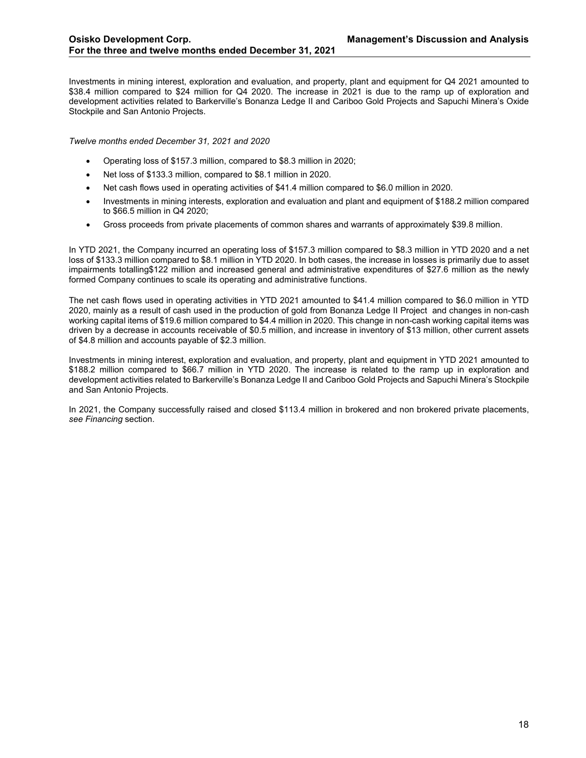Investments in mining interest, exploration and evaluation, and property, plant and equipment for Q4 2021 amounted to $38.4 million compared to $24 million for Q4 2020. The increase in 2021 is due to the ramp up of exploration and development activities related to Barkerville's Bonanza Ledge II and Cariboo Gold Projects and Sapuchi Minera's Oxide Stockpile and San Antonio Projects.

*Twelve months ended December 31, 2021 and 2020*

- Operating loss of $157.3 million, compared to $8.3 million in 2020;
- Net loss of $133.3 million, compared to $8.1 million in 2020.
- Net cash flows used in operating activities of $41.4 million compared to $6.0 million in 2020.
- Investments in mining interests, exploration and evaluation and plant and equipment of $188.2 million compared to $66.5 million in Q4 2020;
- Gross proceeds from private placements of common shares and warrants of approximately $39.8 million.

In YTD 2021, the Company incurred an operating loss of $157.3 million compared to $8.3 million in YTD 2020 and a net loss of $133.3 million compared to $8.1 million in YTD 2020. In both cases, the increase in losses is primarily due to asset impairments totalling$122 million and increased general and administrative expenditures of $27.6 million as the newly formed Company continues to scale its operating and administrative functions.

The net cash flows used in operating activities in YTD 2021 amounted to $41.4 million compared to $6.0 million in YTD 2020, mainly as a result of cash used in the production of gold from Bonanza Ledge II Project and changes in non-cash working capital items of $19.6 million compared to $4.4 million in 2020. This change in non-cash working capital items was driven by a decrease in accounts receivable of $0.5 million, and increase in inventory of $13 million, other current assets of $4.8 million and accounts payable of $2.3 million.

Investments in mining interest, exploration and evaluation, and property, plant and equipment in YTD 2021 amounted to $188.2 million compared to $66.7 million in YTD 2020. The increase is related to the ramp up in exploration and development activities related to Barkerville's Bonanza Ledge II and Cariboo Gold Projects and Sapuchi Minera's Stockpile and San Antonio Projects.

In 2021, the Company successfully raised and closed $113.4 million in brokered and non brokered private placements, *see Financing* section.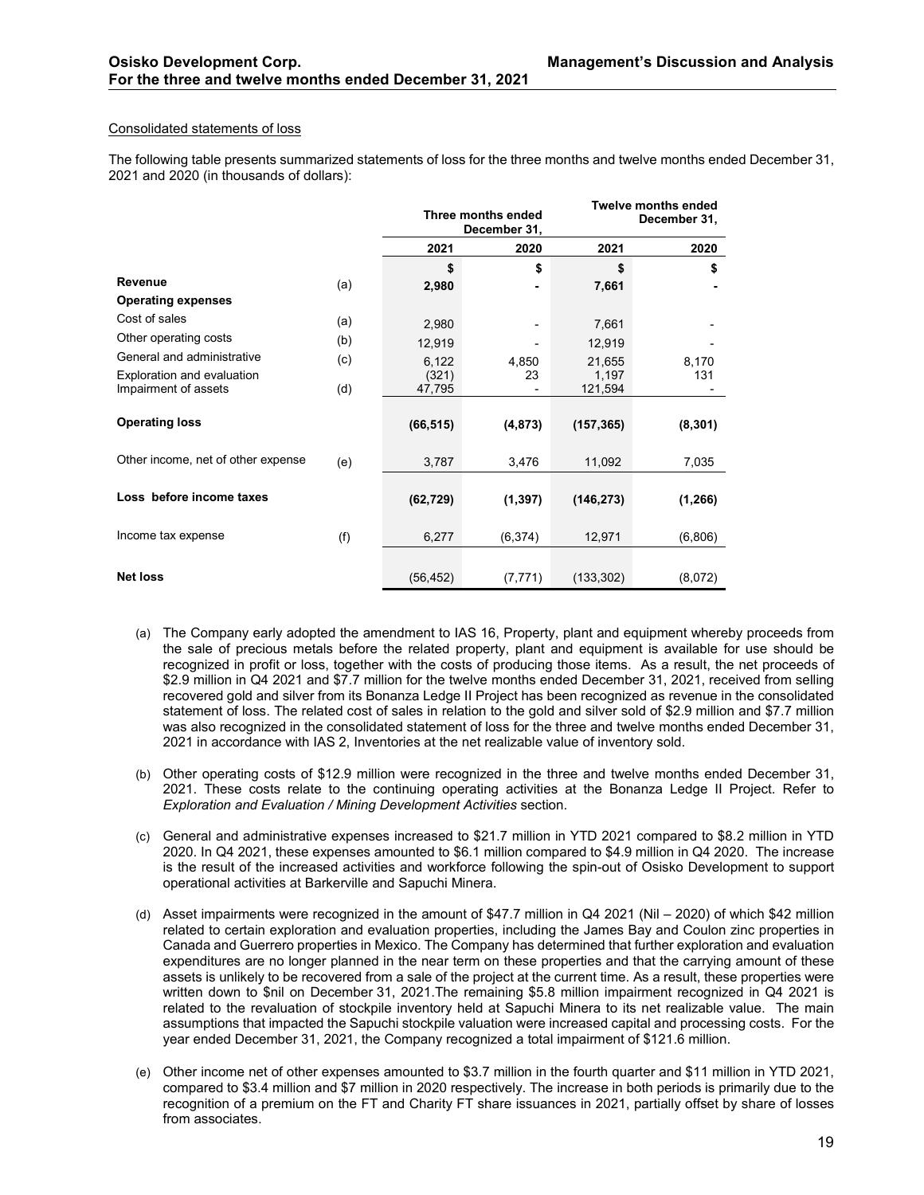Consolidated statements of loss

The following table presents summarized statements of loss for the three months and twelve months ended December 31, 2021 and 2020 (in thousands of dollars):

| | | Three months ended December 31, | | Twelve months ended December 31, | |
|---|---|---|---|---|---|
| | | 2021 | 2020 | 2021 | 2020 |
| | | $ | $ | $ | $ |
| **Revenue** | (a) | **2,980** | - | **7,661** | - |
| **Operating expenses** | | | | | |
| Cost of sales | (a) | 2,980 | - | 7,661 | - |
| Other operating costs | (b) | 12,919 | - | 12,919 | - |
| General and administrative | (c) | 6,122 | 4,850 | 21,655 | 8,170 |
| Exploration and evaluation | | (321) | 23 | 1,197 | 131 |
| Impairment of assets | (d) | 47,795 | - | 121,594 | - |
| **Operating loss** | | **(66,515)** | **(4,873)** | **(157,365)** | **(8,301)** |
| Other income, net of other expense | (e) | 3,787 | 3,476 | 11,092 | 7,035 |
| **Loss before income taxes** | | **(62,729)** | **(1,397)** | **(146,273)** | **(1,266)** |
| Income tax expense | (f) | 6,277 | (6,374) | 12,971 | (6,806) |
| **Net loss** | | (56,452) | (7,771) | (133,302) | (8,072) |

(a) The Company early adopted the amendment to IAS 16, Property, plant and equipment whereby proceeds from the sale of precious metals before the related property, plant and equipment is available for use should be recognized in profit or loss, together with the costs of producing those items. As a result, the net proceeds of $2.9 million in Q4 2021 and $7.7 million for the twelve months ended December 31, 2021, received from selling recovered gold and silver from its Bonanza Ledge II Project has been recognized as revenue in the consolidated statement of loss. The related cost of sales in relation to the gold and silver sold of $2.9 million and $7.7 million was also recognized in the consolidated statement of loss for the three and twelve months ended December 31, 2021 in accordance with IAS 2, Inventories at the net realizable value of inventory sold.

(b) Other operating costs of $12.9 million were recognized in the three and twelve months ended December 31, 2021. These costs relate to the continuing operating activities at the Bonanza Ledge II Project. Refer to *Exploration and Evaluation / Mining Development Activities* section.

(c) General and administrative expenses increased to $21.7 million in YTD 2021 compared to $8.2 million in YTD 2020. In Q4 2021, these expenses amounted to $6.1 million compared to $4.9 million in Q4 2020. The increase is the result of the increased activities and workforce following the spin-out of Osisko Development to support operational activities at Barkerville and Sapuchi Minera.

(d) Asset impairments were recognized in the amount of $47.7 million in Q4 2021 (Nil – 2020) of which $42 million related to certain exploration and evaluation properties, including the James Bay and Coulon zinc properties in Canada and Guerrero properties in Mexico. The Company has determined that further exploration and evaluation expenditures are no longer planned in the near term on these properties and that the carrying amount of these assets is unlikely to be recovered from a sale of the project at the current time. As a result, these properties were written down to $nil on December 31, 2021.The remaining $5.8 million impairment recognized in Q4 2021 is related to the revaluation of stockpile inventory held at Sapuchi Minera to its net realizable value. The main assumptions that impacted the Sapuchi stockpile valuation were increased capital and processing costs. For the year ended December 31, 2021, the Company recognized a total impairment of $121.6 million.

(e) Other income net of other expenses amounted to $3.7 million in the fourth quarter and $11 million in YTD 2021, compared to $3.4 million and $7 million in 2020 respectively. The increase in both periods is primarily due to the recognition of a premium on the FT and Charity FT share issuances in 2021, partially offset by share of losses from associates.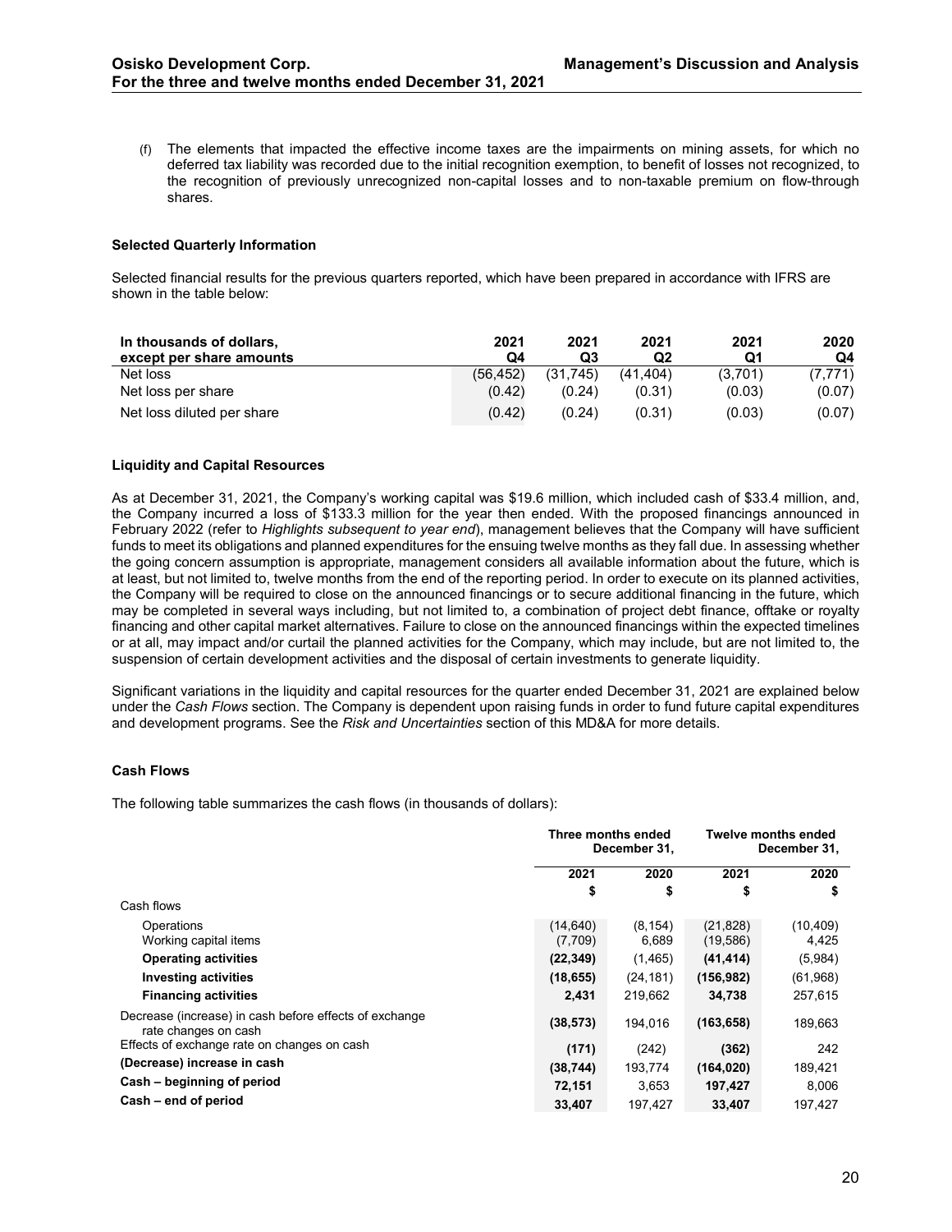(f) The elements that impacted the effective income taxes are the impairments on mining assets, for which no deferred tax liability was recorded due to the initial recognition exemption, to benefit of losses not recognized, to the recognition of previously unrecognized non-capital losses and to non-taxable premium on flow-through shares.

**Selected Quarterly Information**

Selected financial results for the previous quarters reported, which have been prepared in accordance with IFRS are shown in the table below:

| In thousands of dollars, except per share amounts | 2021 Q4 | 2021 Q3 | 2021 Q2 | 2021 Q1 | 2020 Q4 |
|---|---|---|---|---|---|
| Net loss | (56,452) | (31,745) | (41,404) | (3,701) | (7,771) |
| Net loss per share | (0.42) | (0.24) | (0.31) | (0.03) | (0.07) |
| Net loss diluted per share | (0.42) | (0.24) | (0.31) | (0.03) | (0.07) |

**Liquidity and Capital Resources**

As at December 31, 2021, the Company's working capital was $19.6 million, which included cash of $33.4 million, and, the Company incurred a loss of $133.3 million for the year then ended. With the proposed financings announced in February 2022 (refer to *Highlights subsequent to year end*), management believes that the Company will have sufficient funds to meet its obligations and planned expenditures for the ensuing twelve months as they fall due. In assessing whether the going concern assumption is appropriate, management considers all available information about the future, which is at least, but not limited to, twelve months from the end of the reporting period. In order to execute on its planned activities, the Company will be required to close on the announced financings or to secure additional financing in the future, which may be completed in several ways including, but not limited to, a combination of project debt finance, offtake or royalty financing and other capital market alternatives. Failure to close on the announced financings within the expected timelines or at all, may impact and/or curtail the planned activities for the Company, which may include, but are not limited to, the suspension of certain development activities and the disposal of certain investments to generate liquidity.

Significant variations in the liquidity and capital resources for the quarter ended December 31, 2021 are explained below under the *Cash Flows* section. The Company is dependent upon raising funds in order to fund future capital expenditures and development programs. See the *Risk and Uncertainties* section of this MD&A for more details.

**Cash Flows**

The following table summarizes the cash flows (in thousands of dollars):

| | Three months ended December 31, | | Twelve months ended December 31, | |
|---|---|---|---|---|
| | 2021 | 2020 | 2021 | 2020 |
| | $ | $ | $ | $ |
| Cash flows | | | | |
| Operations | (14,640) | (8,154) | (21,828) | (10,409) |
| Working capital items | (7,709) | 6,689 | (19,586) | 4,425 |
| **Operating activities** | **(22,349)** | (1,465) | **(41,414)** | (5,984) |
| **Investing activities** | **(18,655)** | (24,181) | **(156,982)** | (61,968) |
| **Financing activities** | **2,431** | 219,662 | **34,738** | 257,615 |
| Decrease (increase) in cash before effects of exchange rate changes on cash | **(38,573)** | 194,016 | **(163,658)** | 189,663 |
| Effects of exchange rate on changes on cash | **(171)** | (242) | **(362)** | 242 |
| **(Decrease) increase in cash** | **(38,744)** | 193,774 | **(164,020)** | 189,421 |
| **Cash – beginning of period** | **72,151** | 3,653 | **197,427** | 8,006 |
| **Cash – end of period** | **33,407** | 197,427 | **33,407** | 197,427 |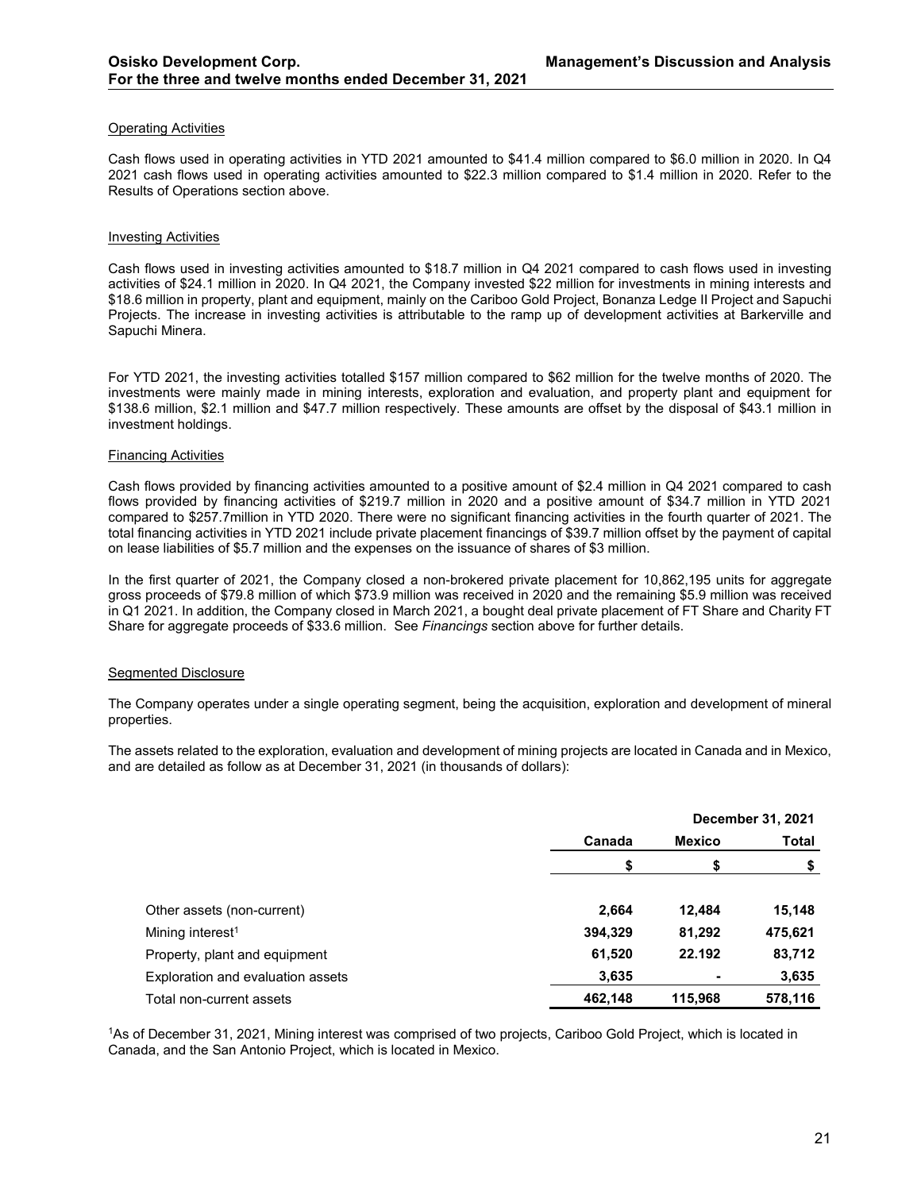### Operating Activities

Cash flows used in operating activities in YTD 2021 amounted to $41.4 million compared to $6.0 million in 2020. In Q4 2021 cash flows used in operating activities amounted to $22.3 million compared to $1.4 million in 2020. Refer to the Results of Operations section above.

### Investing Activities

Cash flows used in investing activities amounted to $18.7 million in Q4 2021 compared to cash flows used in investing activities of $24.1 million in 2020. In Q4 2021, the Company invested $22 million for investments in mining interests and $18.6 million in property, plant and equipment, mainly on the Cariboo Gold Project, Bonanza Ledge II Project and Sapuchi Projects. The increase in investing activities is attributable to the ramp up of development activities at Barkerville and Sapuchi Minera.

For YTD 2021, the investing activities totalled $157 million compared to $62 million for the twelve months of 2020. The investments were mainly made in mining interests, exploration and evaluation, and property plant and equipment for $138.6 million, $2.1 million and $47.7 million respectively. These amounts are offset by the disposal of $43.1 million in investment holdings.

### Financing Activities

Cash flows provided by financing activities amounted to a positive amount of $2.4 million in Q4 2021 compared to cash flows provided by financing activities of $219.7 million in 2020 and a positive amount of $34.7 million in YTD 2021 compared to $257.7million in YTD 2020. There were no significant financing activities in the fourth quarter of 2021. The total financing activities in YTD 2021 include private placement financings of $39.7 million offset by the payment of capital on lease liabilities of $5.7 million and the expenses on the issuance of shares of $3 million.

In the first quarter of 2021, the Company closed a non-brokered private placement for 10,862,195 units for aggregate gross proceeds of $79.8 million of which $73.9 million was received in 2020 and the remaining $5.9 million was received in Q1 2021. In addition, the Company closed in March 2021, a bought deal private placement of FT Share and Charity FT Share for aggregate proceeds of $33.6 million. See *Financings* section above for further details.

### Segmented Disclosure

The Company operates under a single operating segment, being the acquisition, exploration and development of mineral properties.

The assets related to the exploration, evaluation and development of mining projects are located in Canada and in Mexico, and are detailed as follow as at December 31, 2021 (in thousands of dollars):

| | December 31, 2021 | | |
|---|---|---|---|
| | Canada | Mexico | Total |
| | $ | $ | $ |
| Other assets (non-current) | 2,664 | 12,484 | 15,148 |
| Mining interest[1] | 394,329 | 81,292 | 475,621 |
| Property, plant and equipment | 61,520 | 22.192 | 83,712 |
| Exploration and evaluation assets | 3,635 | - | 3,635 |
| Total non-current assets | 462,148 | 115,968 | 578,116 |

[1]As of December 31, 2021, Mining interest was comprised of two projects, Cariboo Gold Project, which is located in Canada, and the San Antonio Project, which is located in Mexico.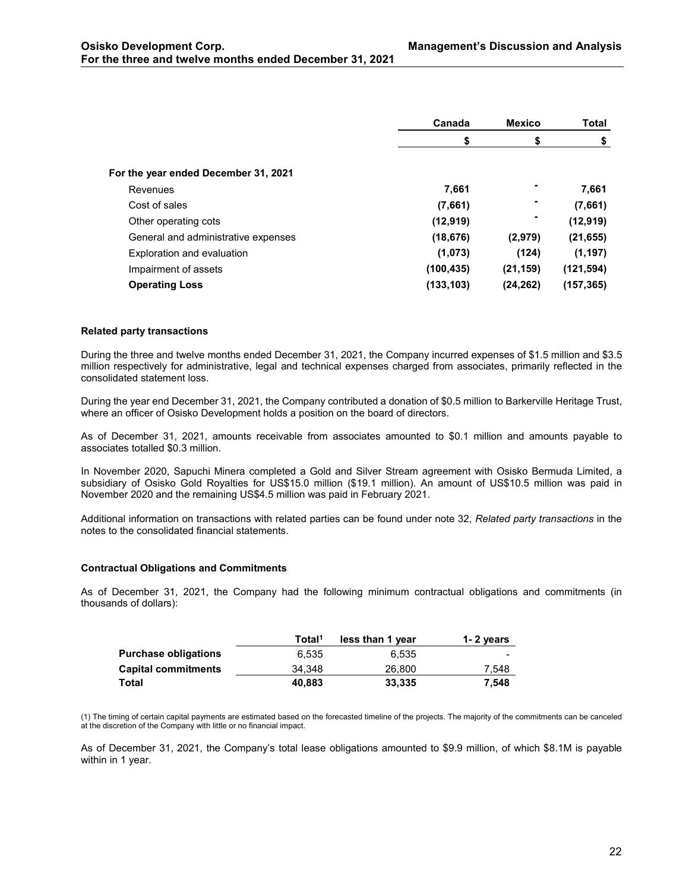| | Canada | Mexico | Total |
|---|---|---|---|
| | $ | $ | $ |
| **For the year ended December 31, 2021** | | | |
| Revenues | **7,661** | **-** | **7,661** |
| Cost of sales | **(7,661)** | **-** | **(7,661)** |
| Other operating cots | **(12,919)** | **-** | **(12,919)** |
| General and administrative expenses | **(18,676)** | **(2,979)** | **(21,655)** |
| Exploration and evaluation | **(1,073)** | **(124)** | **(1,197)** |
| Impairment of assets | **(100,435)** | **(21,159)** | **(121,594)** |
| **Operating Loss** | **(133,103)** | **(24,262)** | **(157,365)** |

**Related party transactions**

During the three and twelve months ended December 31, 2021, the Company incurred expenses of $1.5 million and $3.5 million respectively for administrative, legal and technical expenses charged from associates, primarily reflected in the consolidated statement loss.

During the year end December 31, 2021, the Company contributed a donation of $0.5 million to Barkerville Heritage Trust, where an officer of Osisko Development holds a position on the board of directors.

As of December 31, 2021, amounts receivable from associates amounted to $0.1 million and amounts payable to associates totalled $0.3 million.

In November 2020, Sapuchi Minera completed a Gold and Silver Stream agreement with Osisko Bermuda Limited, a subsidiary of Osisko Gold Royalties for US$15.0 million ($19.1 million). An amount of US$10.5 million was paid in November 2020 and the remaining US$4.5 million was paid in February 2021.

Additional information on transactions with related parties can be found under note 32, *Related party transactions* in the notes to the consolidated financial statements.

**Contractual Obligations and Commitments**

As of December 31, 2021, the Company had the following minimum contractual obligations and commitments (in thousands of dollars):

| | Total[1] | less than 1 year | 1- 2 years |
|---|---|---|---|
| **Purchase obligations** | 6,535 | 6,535 | - |
| **Capital commitments** | 34,348 | 26,800 | 7,548 |
| **Total** | **40,883** | **33,335** | **7,548** |

(1) The timing of certain capital payments are estimated based on the forecasted timeline of the projects. The majority of the commitments can be canceled at the discretion of the Company with little or no financial impact.

As of December 31, 2021, the Company's total lease obligations amounted to $9.9 million, of which $8.1M is payable within in 1 year.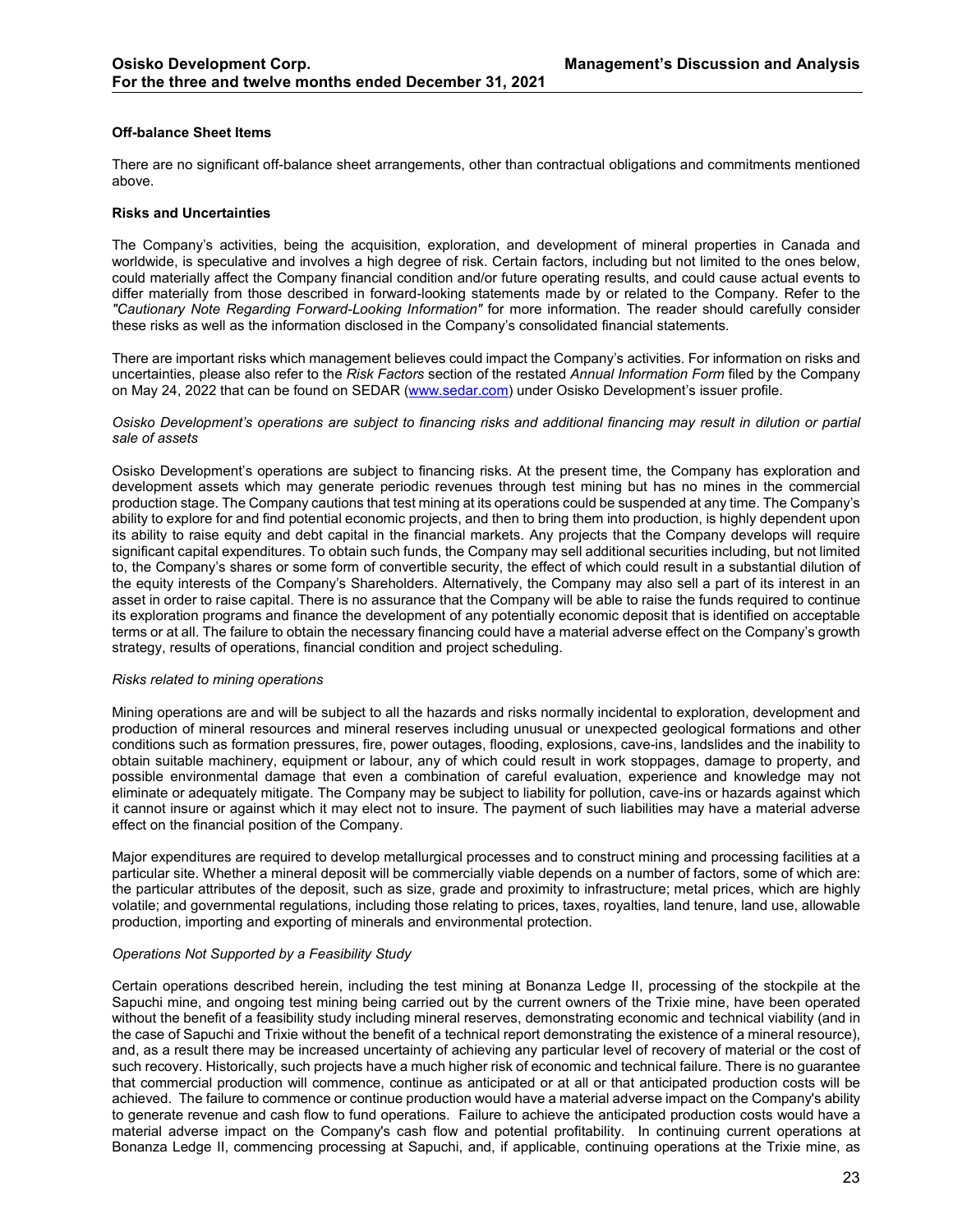**Off-balance Sheet Items**

There are no significant off-balance sheet arrangements, other than contractual obligations and commitments mentioned above.

**Risks and Uncertainties**

The Company's activities, being the acquisition, exploration, and development of mineral properties in Canada and worldwide, is speculative and involves a high degree of risk. Certain factors, including but not limited to the ones below, could materially affect the Company financial condition and/or future operating results, and could cause actual events to differ materially from those described in forward-looking statements made by or related to the Company. Refer to the *"Cautionary Note Regarding Forward-Looking Information"* for more information. The reader should carefully consider these risks as well as the information disclosed in the Company's consolidated financial statements.

There are important risks which management believes could impact the Company's activities. For information on risks and uncertainties, please also refer to the *Risk Factors* section of the restated *Annual Information Form* filed by the Company on May 24, 2022 that can be found on SEDAR (www.sedar.com) under Osisko Development's issuer profile.

*Osisko Development's operations are subject to financing risks and additional financing may result in dilution or partial sale of assets*

Osisko Development's operations are subject to financing risks. At the present time, the Company has exploration and development assets which may generate periodic revenues through test mining but has no mines in the commercial production stage. The Company cautions that test mining at its operations could be suspended at any time. The Company's ability to explore for and find potential economic projects, and then to bring them into production, is highly dependent upon its ability to raise equity and debt capital in the financial markets. Any projects that the Company develops will require significant capital expenditures. To obtain such funds, the Company may sell additional securities including, but not limited to, the Company's shares or some form of convertible security, the effect of which could result in a substantial dilution of the equity interests of the Company's Shareholders. Alternatively, the Company may also sell a part of its interest in an asset in order to raise capital. There is no assurance that the Company will be able to raise the funds required to continue its exploration programs and finance the development of any potentially economic deposit that is identified on acceptable terms or at all. The failure to obtain the necessary financing could have a material adverse effect on the Company's growth strategy, results of operations, financial condition and project scheduling.

*Risks related to mining operations*

Mining operations are and will be subject to all the hazards and risks normally incidental to exploration, development and production of mineral resources and mineral reserves including unusual or unexpected geological formations and other conditions such as formation pressures, fire, power outages, flooding, explosions, cave-ins, landslides and the inability to obtain suitable machinery, equipment or labour, any of which could result in work stoppages, damage to property, and possible environmental damage that even a combination of careful evaluation, experience and knowledge may not eliminate or adequately mitigate. The Company may be subject to liability for pollution, cave-ins or hazards against which it cannot insure or against which it may elect not to insure. The payment of such liabilities may have a material adverse effect on the financial position of the Company.

Major expenditures are required to develop metallurgical processes and to construct mining and processing facilities at a particular site. Whether a mineral deposit will be commercially viable depends on a number of factors, some of which are: the particular attributes of the deposit, such as size, grade and proximity to infrastructure; metal prices, which are highly volatile; and governmental regulations, including those relating to prices, taxes, royalties, land tenure, land use, allowable production, importing and exporting of minerals and environmental protection.

*Operations Not Supported by a Feasibility Study*

Certain operations described herein, including the test mining at Bonanza Ledge II, processing of the stockpile at the Sapuchi mine, and ongoing test mining being carried out by the current owners of the Trixie mine, have been operated without the benefit of a feasibility study including mineral reserves, demonstrating economic and technical viability (and in the case of Sapuchi and Trixie without the benefit of a technical report demonstrating the existence of a mineral resource), and, as a result there may be increased uncertainty of achieving any particular level of recovery of material or the cost of such recovery. Historically, such projects have a much higher risk of economic and technical failure. There is no guarantee that commercial production will commence, continue as anticipated or at all or that anticipated production costs will be achieved. The failure to commence or continue production would have a material adverse impact on the Company's ability to generate revenue and cash flow to fund operations. Failure to achieve the anticipated production costs would have a material adverse impact on the Company's cash flow and potential profitability. In continuing current operations at Bonanza Ledge II, commencing processing at Sapuchi, and, if applicable, continuing operations at the Trixie mine, as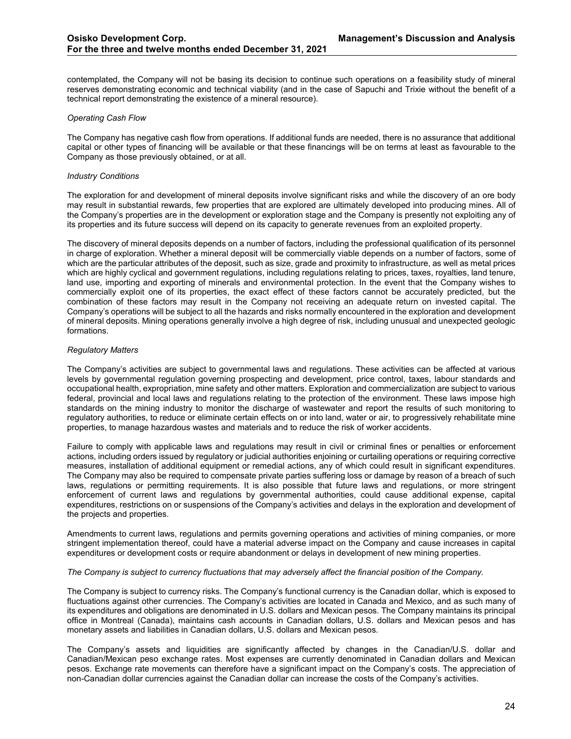contemplated, the Company will not be basing its decision to continue such operations on a feasibility study of mineral reserves demonstrating economic and technical viability (and in the case of Sapuchi and Trixie without the benefit of a technical report demonstrating the existence of a mineral resource).

*Operating Cash Flow*

The Company has negative cash flow from operations. If additional funds are needed, there is no assurance that additional capital or other types of financing will be available or that these financings will be on terms at least as favourable to the Company as those previously obtained, or at all.

*Industry Conditions*

The exploration for and development of mineral deposits involve significant risks and while the discovery of an ore body may result in substantial rewards, few properties that are explored are ultimately developed into producing mines. All of the Company's properties are in the development or exploration stage and the Company is presently not exploiting any of its properties and its future success will depend on its capacity to generate revenues from an exploited property.

The discovery of mineral deposits depends on a number of factors, including the professional qualification of its personnel in charge of exploration. Whether a mineral deposit will be commercially viable depends on a number of factors, some of which are the particular attributes of the deposit, such as size, grade and proximity to infrastructure, as well as metal prices which are highly cyclical and government regulations, including regulations relating to prices, taxes, royalties, land tenure, land use, importing and exporting of minerals and environmental protection. In the event that the Company wishes to commercially exploit one of its properties, the exact effect of these factors cannot be accurately predicted, but the combination of these factors may result in the Company not receiving an adequate return on invested capital. The Company's operations will be subject to all the hazards and risks normally encountered in the exploration and development of mineral deposits. Mining operations generally involve a high degree of risk, including unusual and unexpected geologic formations.

*Regulatory Matters*

The Company's activities are subject to governmental laws and regulations. These activities can be affected at various levels by governmental regulation governing prospecting and development, price control, taxes, labour standards and occupational health, expropriation, mine safety and other matters. Exploration and commercialization are subject to various federal, provincial and local laws and regulations relating to the protection of the environment. These laws impose high standards on the mining industry to monitor the discharge of wastewater and report the results of such monitoring to regulatory authorities, to reduce or eliminate certain effects on or into land, water or air, to progressively rehabilitate mine properties, to manage hazardous wastes and materials and to reduce the risk of worker accidents.

Failure to comply with applicable laws and regulations may result in civil or criminal fines or penalties or enforcement actions, including orders issued by regulatory or judicial authorities enjoining or curtailing operations or requiring corrective measures, installation of additional equipment or remedial actions, any of which could result in significant expenditures. The Company may also be required to compensate private parties suffering loss or damage by reason of a breach of such laws, regulations or permitting requirements. It is also possible that future laws and regulations, or more stringent enforcement of current laws and regulations by governmental authorities, could cause additional expense, capital expenditures, restrictions on or suspensions of the Company's activities and delays in the exploration and development of the projects and properties.

Amendments to current laws, regulations and permits governing operations and activities of mining companies, or more stringent implementation thereof, could have a material adverse impact on the Company and cause increases in capital expenditures or development costs or require abandonment or delays in development of new mining properties.

*The Company is subject to currency fluctuations that may adversely affect the financial position of the Company.*

The Company is subject to currency risks. The Company's functional currency is the Canadian dollar, which is exposed to fluctuations against other currencies. The Company's activities are located in Canada and Mexico, and as such many of its expenditures and obligations are denominated in U.S. dollars and Mexican pesos. The Company maintains its principal office in Montreal (Canada), maintains cash accounts in Canadian dollars, U.S. dollars and Mexican pesos and has monetary assets and liabilities in Canadian dollars, U.S. dollars and Mexican pesos.

The Company's assets and liquidities are significantly affected by changes in the Canadian/U.S. dollar and Canadian/Mexican peso exchange rates. Most expenses are currently denominated in Canadian dollars and Mexican pesos. Exchange rate movements can therefore have a significant impact on the Company's costs. The appreciation of non-Canadian dollar currencies against the Canadian dollar can increase the costs of the Company's activities.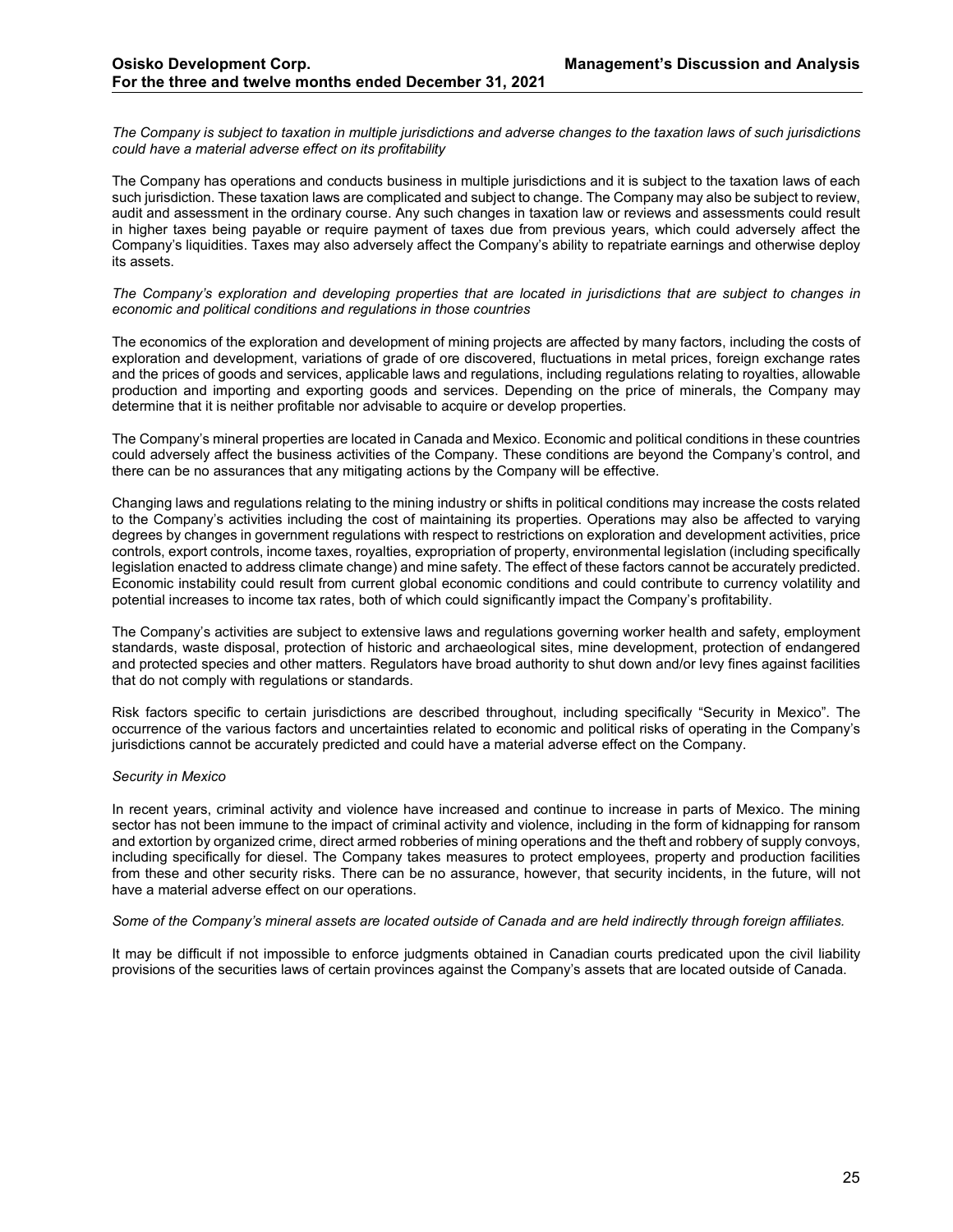*The Company is subject to taxation in multiple jurisdictions and adverse changes to the taxation laws of such jurisdictions could have a material adverse effect on its profitability*

The Company has operations and conducts business in multiple jurisdictions and it is subject to the taxation laws of each such jurisdiction. These taxation laws are complicated and subject to change. The Company may also be subject to review, audit and assessment in the ordinary course. Any such changes in taxation law or reviews and assessments could result in higher taxes being payable or require payment of taxes due from previous years, which could adversely affect the Company's liquidities. Taxes may also adversely affect the Company's ability to repatriate earnings and otherwise deploy its assets.

*The Company's exploration and developing properties that are located in jurisdictions that are subject to changes in economic and political conditions and regulations in those countries*

The economics of the exploration and development of mining projects are affected by many factors, including the costs of exploration and development, variations of grade of ore discovered, fluctuations in metal prices, foreign exchange rates and the prices of goods and services, applicable laws and regulations, including regulations relating to royalties, allowable production and importing and exporting goods and services. Depending on the price of minerals, the Company may determine that it is neither profitable nor advisable to acquire or develop properties.

The Company's mineral properties are located in Canada and Mexico. Economic and political conditions in these countries could adversely affect the business activities of the Company. These conditions are beyond the Company's control, and there can be no assurances that any mitigating actions by the Company will be effective.

Changing laws and regulations relating to the mining industry or shifts in political conditions may increase the costs related to the Company's activities including the cost of maintaining its properties. Operations may also be affected to varying degrees by changes in government regulations with respect to restrictions on exploration and development activities, price controls, export controls, income taxes, royalties, expropriation of property, environmental legislation (including specifically legislation enacted to address climate change) and mine safety. The effect of these factors cannot be accurately predicted. Economic instability could result from current global economic conditions and could contribute to currency volatility and potential increases to income tax rates, both of which could significantly impact the Company's profitability.

The Company's activities are subject to extensive laws and regulations governing worker health and safety, employment standards, waste disposal, protection of historic and archaeological sites, mine development, protection of endangered and protected species and other matters. Regulators have broad authority to shut down and/or levy fines against facilities that do not comply with regulations or standards.

Risk factors specific to certain jurisdictions are described throughout, including specifically "Security in Mexico". The occurrence of the various factors and uncertainties related to economic and political risks of operating in the Company's jurisdictions cannot be accurately predicted and could have a material adverse effect on the Company.

*Security in Mexico*

In recent years, criminal activity and violence have increased and continue to increase in parts of Mexico. The mining sector has not been immune to the impact of criminal activity and violence, including in the form of kidnapping for ransom and extortion by organized crime, direct armed robberies of mining operations and the theft and robbery of supply convoys, including specifically for diesel. The Company takes measures to protect employees, property and production facilities from these and other security risks. There can be no assurance, however, that security incidents, in the future, will not have a material adverse effect on our operations.

*Some of the Company's mineral assets are located outside of Canada and are held indirectly through foreign affiliates.*

It may be difficult if not impossible to enforce judgments obtained in Canadian courts predicated upon the civil liability provisions of the securities laws of certain provinces against the Company's assets that are located outside of Canada.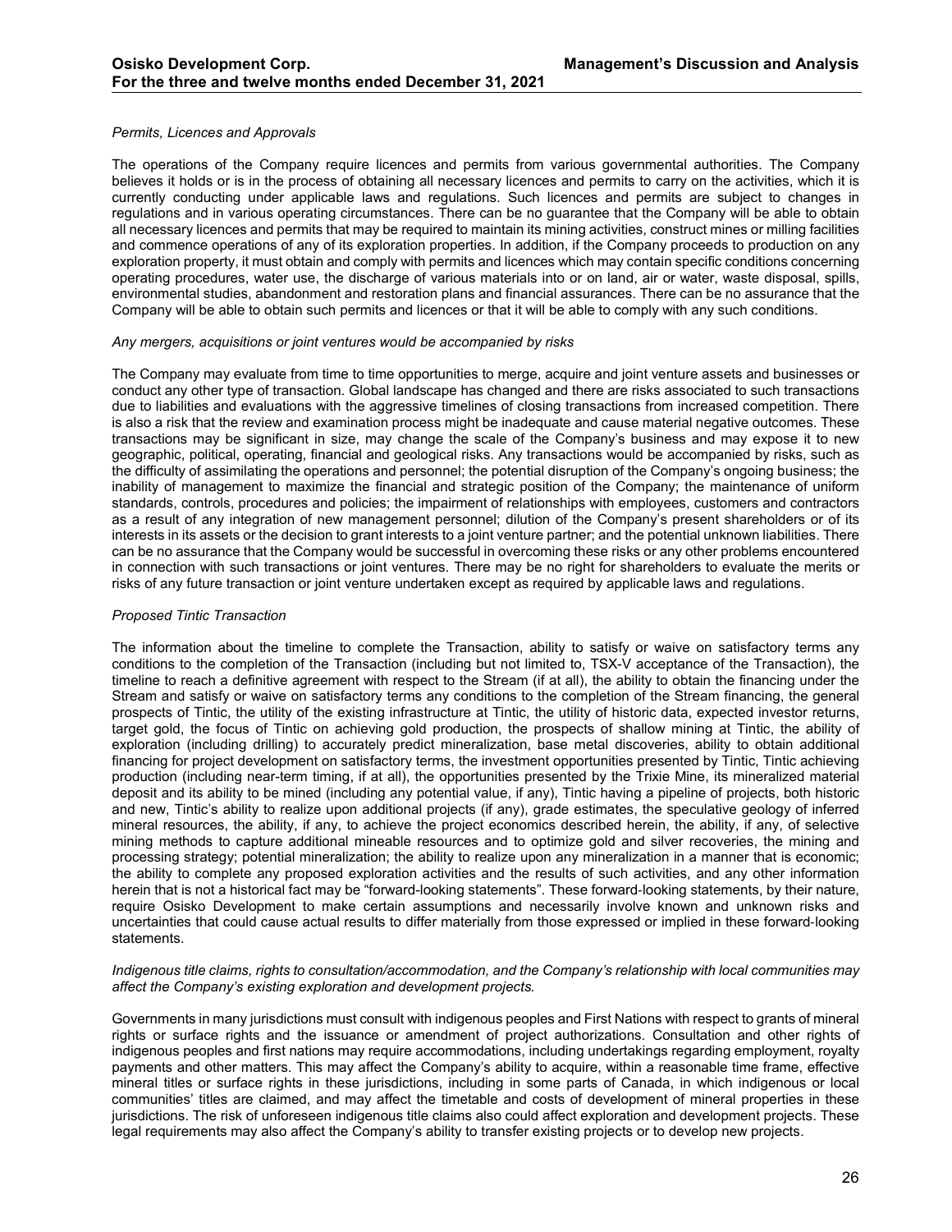*Permits, Licences and Approvals*

The operations of the Company require licences and permits from various governmental authorities. The Company believes it holds or is in the process of obtaining all necessary licences and permits to carry on the activities, which it is currently conducting under applicable laws and regulations. Such licences and permits are subject to changes in regulations and in various operating circumstances. There can be no guarantee that the Company will be able to obtain all necessary licences and permits that may be required to maintain its mining activities, construct mines or milling facilities and commence operations of any of its exploration properties. In addition, if the Company proceeds to production on any exploration property, it must obtain and comply with permits and licences which may contain specific conditions concerning operating procedures, water use, the discharge of various materials into or on land, air or water, waste disposal, spills, environmental studies, abandonment and restoration plans and financial assurances. There can be no assurance that the Company will be able to obtain such permits and licences or that it will be able to comply with any such conditions.

*Any mergers, acquisitions or joint ventures would be accompanied by risks*

The Company may evaluate from time to time opportunities to merge, acquire and joint venture assets and businesses or conduct any other type of transaction. Global landscape has changed and there are risks associated to such transactions due to liabilities and evaluations with the aggressive timelines of closing transactions from increased competition. There is also a risk that the review and examination process might be inadequate and cause material negative outcomes. These transactions may be significant in size, may change the scale of the Company's business and may expose it to new geographic, political, operating, financial and geological risks. Any transactions would be accompanied by risks, such as the difficulty of assimilating the operations and personnel; the potential disruption of the Company's ongoing business; the inability of management to maximize the financial and strategic position of the Company; the maintenance of uniform standards, controls, procedures and policies; the impairment of relationships with employees, customers and contractors as a result of any integration of new management personnel; dilution of the Company's present shareholders or of its interests in its assets or the decision to grant interests to a joint venture partner; and the potential unknown liabilities. There can be no assurance that the Company would be successful in overcoming these risks or any other problems encountered in connection with such transactions or joint ventures. There may be no right for shareholders to evaluate the merits or risks of any future transaction or joint venture undertaken except as required by applicable laws and regulations.

*Proposed Tintic Transaction*

The information about the timeline to complete the Transaction, ability to satisfy or waive on satisfactory terms any conditions to the completion of the Transaction (including but not limited to, TSX-V acceptance of the Transaction), the timeline to reach a definitive agreement with respect to the Stream (if at all), the ability to obtain the financing under the Stream and satisfy or waive on satisfactory terms any conditions to the completion of the Stream financing, the general prospects of Tintic, the utility of the existing infrastructure at Tintic, the utility of historic data, expected investor returns, target gold, the focus of Tintic on achieving gold production, the prospects of shallow mining at Tintic, the ability of exploration (including drilling) to accurately predict mineralization, base metal discoveries, ability to obtain additional financing for project development on satisfactory terms, the investment opportunities presented by Tintic, Tintic achieving production (including near-term timing, if at all), the opportunities presented by the Trixie Mine, its mineralized material deposit and its ability to be mined (including any potential value, if any), Tintic having a pipeline of projects, both historic and new, Tintic's ability to realize upon additional projects (if any), grade estimates, the speculative geology of inferred mineral resources, the ability, if any, to achieve the project economics described herein, the ability, if any, of selective mining methods to capture additional mineable resources and to optimize gold and silver recoveries, the mining and processing strategy; potential mineralization; the ability to realize upon any mineralization in a manner that is economic; the ability to complete any proposed exploration activities and the results of such activities, and any other information herein that is not a historical fact may be "forward-looking statements". These forward-looking statements, by their nature, require Osisko Development to make certain assumptions and necessarily involve known and unknown risks and uncertainties that could cause actual results to differ materially from those expressed or implied in these forward-looking statements.

*Indigenous title claims, rights to consultation/accommodation, and the Company's relationship with local communities may affect the Company's existing exploration and development projects.*

Governments in many jurisdictions must consult with indigenous peoples and First Nations with respect to grants of mineral rights or surface rights and the issuance or amendment of project authorizations. Consultation and other rights of indigenous peoples and first nations may require accommodations, including undertakings regarding employment, royalty payments and other matters. This may affect the Company's ability to acquire, within a reasonable time frame, effective mineral titles or surface rights in these jurisdictions, including in some parts of Canada, in which indigenous or local communities' titles are claimed, and may affect the timetable and costs of development of mineral properties in these jurisdictions. The risk of unforeseen indigenous title claims also could affect exploration and development projects. These legal requirements may also affect the Company's ability to transfer existing projects or to develop new projects.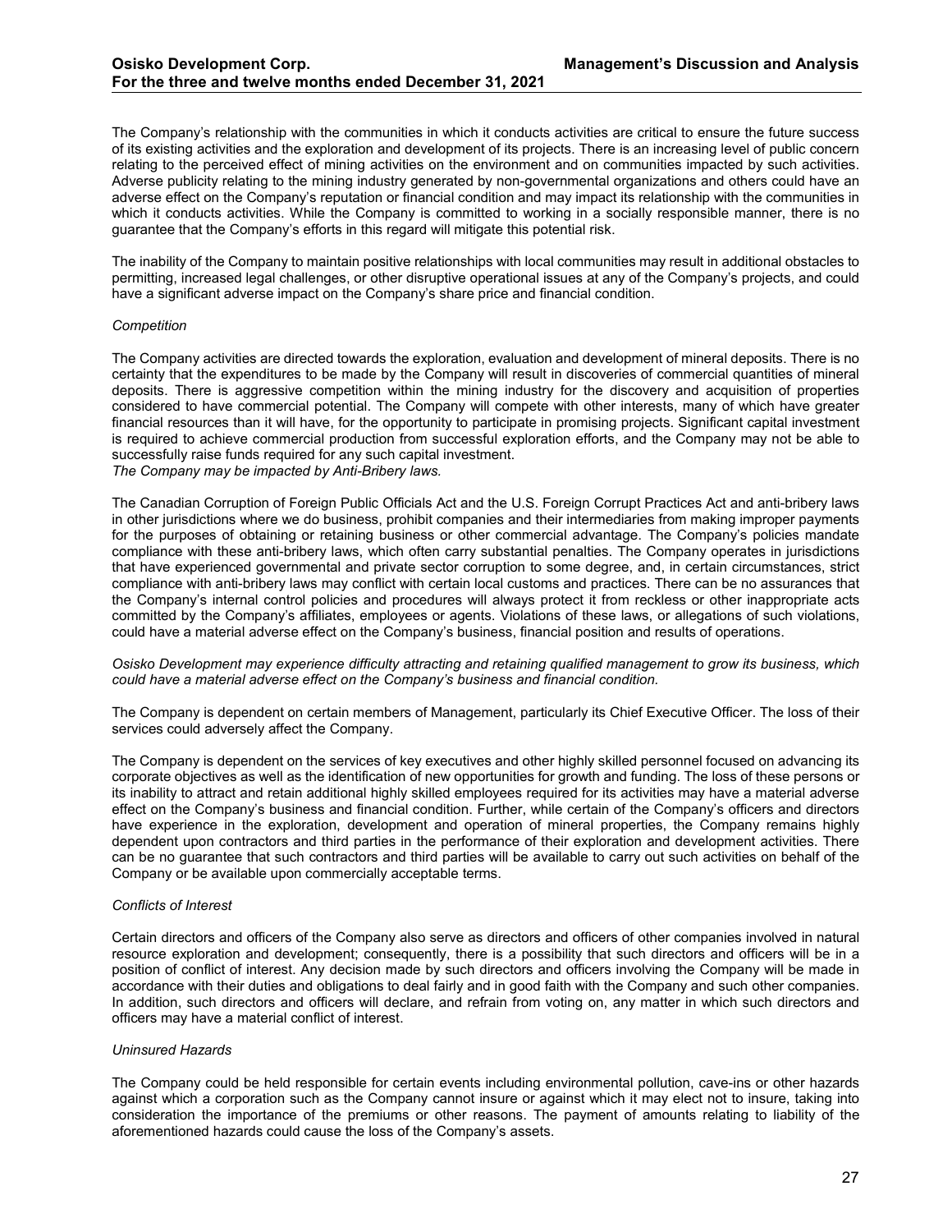The Company's relationship with the communities in which it conducts activities are critical to ensure the future success of its existing activities and the exploration and development of its projects. There is an increasing level of public concern relating to the perceived effect of mining activities on the environment and on communities impacted by such activities. Adverse publicity relating to the mining industry generated by non-governmental organizations and others could have an adverse effect on the Company's reputation or financial condition and may impact its relationship with the communities in which it conducts activities. While the Company is committed to working in a socially responsible manner, there is no guarantee that the Company's efforts in this regard will mitigate this potential risk.

The inability of the Company to maintain positive relationships with local communities may result in additional obstacles to permitting, increased legal challenges, or other disruptive operational issues at any of the Company's projects, and could have a significant adverse impact on the Company's share price and financial condition.

*Competition*

The Company activities are directed towards the exploration, evaluation and development of mineral deposits. There is no certainty that the expenditures to be made by the Company will result in discoveries of commercial quantities of mineral deposits. There is aggressive competition within the mining industry for the discovery and acquisition of properties considered to have commercial potential. The Company will compete with other interests, many of which have greater financial resources than it will have, for the opportunity to participate in promising projects. Significant capital investment is required to achieve commercial production from successful exploration efforts, and the Company may not be able to successfully raise funds required for any such capital investment.

*The Company may be impacted by Anti-Bribery laws.*

The Canadian Corruption of Foreign Public Officials Act and the U.S. Foreign Corrupt Practices Act and anti-bribery laws in other jurisdictions where we do business, prohibit companies and their intermediaries from making improper payments for the purposes of obtaining or retaining business or other commercial advantage. The Company's policies mandate compliance with these anti-bribery laws, which often carry substantial penalties. The Company operates in jurisdictions that have experienced governmental and private sector corruption to some degree, and, in certain circumstances, strict compliance with anti-bribery laws may conflict with certain local customs and practices. There can be no assurances that the Company's internal control policies and procedures will always protect it from reckless or other inappropriate acts committed by the Company's affiliates, employees or agents. Violations of these laws, or allegations of such violations, could have a material adverse effect on the Company's business, financial position and results of operations.

*Osisko Development may experience difficulty attracting and retaining qualified management to grow its business, which could have a material adverse effect on the Company's business and financial condition.*

The Company is dependent on certain members of Management, particularly its Chief Executive Officer. The loss of their services could adversely affect the Company.

The Company is dependent on the services of key executives and other highly skilled personnel focused on advancing its corporate objectives as well as the identification of new opportunities for growth and funding. The loss of these persons or its inability to attract and retain additional highly skilled employees required for its activities may have a material adverse effect on the Company's business and financial condition. Further, while certain of the Company's officers and directors have experience in the exploration, development and operation of mineral properties, the Company remains highly dependent upon contractors and third parties in the performance of their exploration and development activities. There can be no guarantee that such contractors and third parties will be available to carry out such activities on behalf of the Company or be available upon commercially acceptable terms.

*Conflicts of Interest*

Certain directors and officers of the Company also serve as directors and officers of other companies involved in natural resource exploration and development; consequently, there is a possibility that such directors and officers will be in a position of conflict of interest. Any decision made by such directors and officers involving the Company will be made in accordance with their duties and obligations to deal fairly and in good faith with the Company and such other companies. In addition, such directors and officers will declare, and refrain from voting on, any matter in which such directors and officers may have a material conflict of interest.

*Uninsured Hazards*

The Company could be held responsible for certain events including environmental pollution, cave-ins or other hazards against which a corporation such as the Company cannot insure or against which it may elect not to insure, taking into consideration the importance of the premiums or other reasons. The payment of amounts relating to liability of the aforementioned hazards could cause the loss of the Company's assets.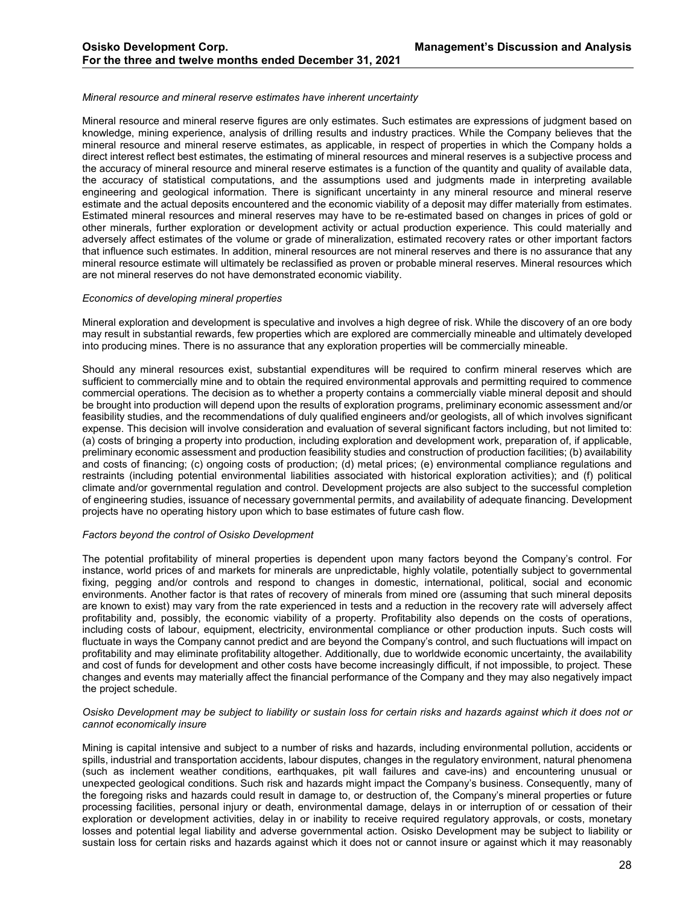*Mineral resource and mineral reserve estimates have inherent uncertainty*

Mineral resource and mineral reserve figures are only estimates. Such estimates are expressions of judgment based on knowledge, mining experience, analysis of drilling results and industry practices. While the Company believes that the mineral resource and mineral reserve estimates, as applicable, in respect of properties in which the Company holds a direct interest reflect best estimates, the estimating of mineral resources and mineral reserves is a subjective process and the accuracy of mineral resource and mineral reserve estimates is a function of the quantity and quality of available data, the accuracy of statistical computations, and the assumptions used and judgments made in interpreting available engineering and geological information. There is significant uncertainty in any mineral resource and mineral reserve estimate and the actual deposits encountered and the economic viability of a deposit may differ materially from estimates. Estimated mineral resources and mineral reserves may have to be re-estimated based on changes in prices of gold or other minerals, further exploration or development activity or actual production experience. This could materially and adversely affect estimates of the volume or grade of mineralization, estimated recovery rates or other important factors that influence such estimates. In addition, mineral resources are not mineral reserves and there is no assurance that any mineral resource estimate will ultimately be reclassified as proven or probable mineral reserves. Mineral resources which are not mineral reserves do not have demonstrated economic viability.

*Economics of developing mineral properties*

Mineral exploration and development is speculative and involves a high degree of risk. While the discovery of an ore body may result in substantial rewards, few properties which are explored are commercially mineable and ultimately developed into producing mines. There is no assurance that any exploration properties will be commercially mineable.

Should any mineral resources exist, substantial expenditures will be required to confirm mineral reserves which are sufficient to commercially mine and to obtain the required environmental approvals and permitting required to commence commercial operations. The decision as to whether a property contains a commercially viable mineral deposit and should be brought into production will depend upon the results of exploration programs, preliminary economic assessment and/or feasibility studies, and the recommendations of duly qualified engineers and/or geologists, all of which involves significant expense. This decision will involve consideration and evaluation of several significant factors including, but not limited to: (a) costs of bringing a property into production, including exploration and development work, preparation of, if applicable, preliminary economic assessment and production feasibility studies and construction of production facilities; (b) availability and costs of financing; (c) ongoing costs of production; (d) metal prices; (e) environmental compliance regulations and restraints (including potential environmental liabilities associated with historical exploration activities); and (f) political climate and/or governmental regulation and control. Development projects are also subject to the successful completion of engineering studies, issuance of necessary governmental permits, and availability of adequate financing. Development projects have no operating history upon which to base estimates of future cash flow.

*Factors beyond the control of Osisko Development*

The potential profitability of mineral properties is dependent upon many factors beyond the Company's control. For instance, world prices of and markets for minerals are unpredictable, highly volatile, potentially subject to governmental fixing, pegging and/or controls and respond to changes in domestic, international, political, social and economic environments. Another factor is that rates of recovery of minerals from mined ore (assuming that such mineral deposits are known to exist) may vary from the rate experienced in tests and a reduction in the recovery rate will adversely affect profitability and, possibly, the economic viability of a property. Profitability also depends on the costs of operations, including costs of labour, equipment, electricity, environmental compliance or other production inputs. Such costs will fluctuate in ways the Company cannot predict and are beyond the Company's control, and such fluctuations will impact on profitability and may eliminate profitability altogether. Additionally, due to worldwide economic uncertainty, the availability and cost of funds for development and other costs have become increasingly difficult, if not impossible, to project. These changes and events may materially affect the financial performance of the Company and they may also negatively impact the project schedule.

*Osisko Development may be subject to liability or sustain loss for certain risks and hazards against which it does not or cannot economically insure*

Mining is capital intensive and subject to a number of risks and hazards, including environmental pollution, accidents or spills, industrial and transportation accidents, labour disputes, changes in the regulatory environment, natural phenomena (such as inclement weather conditions, earthquakes, pit wall failures and cave-ins) and encountering unusual or unexpected geological conditions. Such risk and hazards might impact the Company's business. Consequently, many of the foregoing risks and hazards could result in damage to, or destruction of, the Company's mineral properties or future processing facilities, personal injury or death, environmental damage, delays in or interruption of or cessation of their exploration or development activities, delay in or inability to receive required regulatory approvals, or costs, monetary losses and potential legal liability and adverse governmental action. Osisko Development may be subject to liability or sustain loss for certain risks and hazards against which it does not or cannot insure or against which it may reasonably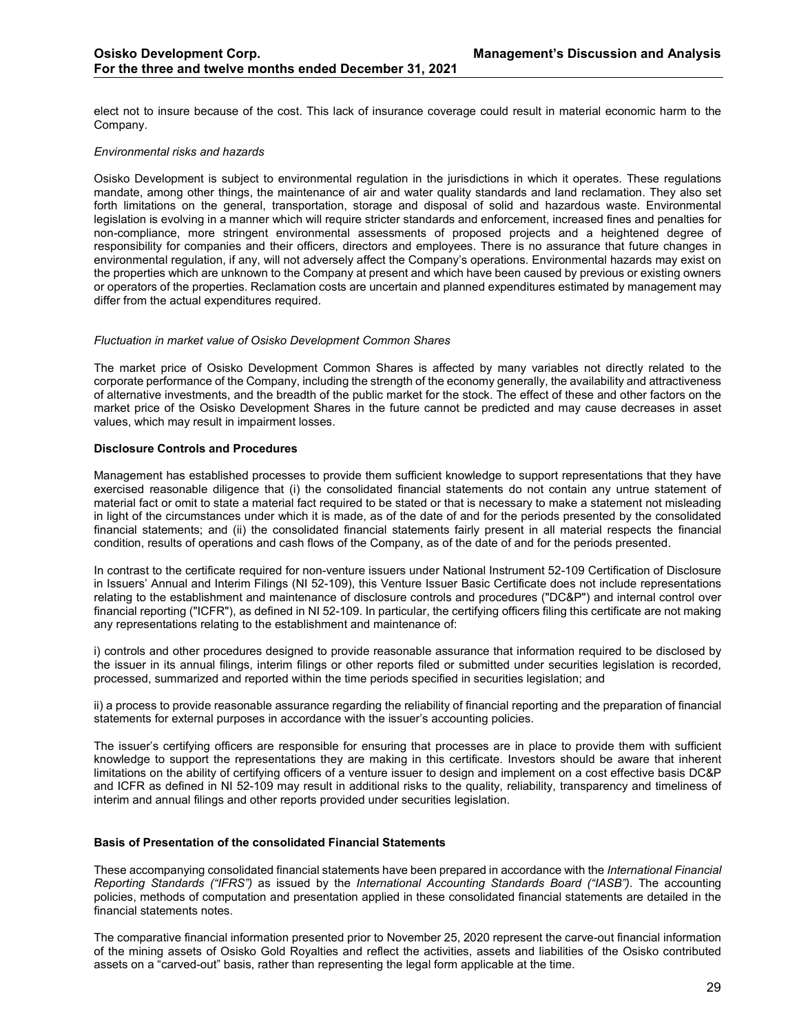elect not to insure because of the cost. This lack of insurance coverage could result in material economic harm to the Company.

*Environmental risks and hazards*

Osisko Development is subject to environmental regulation in the jurisdictions in which it operates. These regulations mandate, among other things, the maintenance of air and water quality standards and land reclamation. They also set forth limitations on the general, transportation, storage and disposal of solid and hazardous waste. Environmental legislation is evolving in a manner which will require stricter standards and enforcement, increased fines and penalties for non-compliance, more stringent environmental assessments of proposed projects and a heightened degree of responsibility for companies and their officers, directors and employees. There is no assurance that future changes in environmental regulation, if any, will not adversely affect the Company's operations. Environmental hazards may exist on the properties which are unknown to the Company at present and which have been caused by previous or existing owners or operators of the properties. Reclamation costs are uncertain and planned expenditures estimated by management may differ from the actual expenditures required.

*Fluctuation in market value of Osisko Development Common Shares*

The market price of Osisko Development Common Shares is affected by many variables not directly related to the corporate performance of the Company, including the strength of the economy generally, the availability and attractiveness of alternative investments, and the breadth of the public market for the stock. The effect of these and other factors on the market price of the Osisko Development Shares in the future cannot be predicted and may cause decreases in asset values, which may result in impairment losses.

**Disclosure Controls and Procedures**

Management has established processes to provide them sufficient knowledge to support representations that they have exercised reasonable diligence that (i) the consolidated financial statements do not contain any untrue statement of material fact or omit to state a material fact required to be stated or that is necessary to make a statement not misleading in light of the circumstances under which it is made, as of the date of and for the periods presented by the consolidated financial statements; and (ii) the consolidated financial statements fairly present in all material respects the financial condition, results of operations and cash flows of the Company, as of the date of and for the periods presented.

In contrast to the certificate required for non-venture issuers under National Instrument 52-109 Certification of Disclosure in Issuers' Annual and Interim Filings (NI 52-109), this Venture Issuer Basic Certificate does not include representations relating to the establishment and maintenance of disclosure controls and procedures ("DC&P") and internal control over financial reporting ("ICFR"), as defined in NI 52-109. In particular, the certifying officers filing this certificate are not making any representations relating to the establishment and maintenance of:

i) controls and other procedures designed to provide reasonable assurance that information required to be disclosed by the issuer in its annual filings, interim filings or other reports filed or submitted under securities legislation is recorded, processed, summarized and reported within the time periods specified in securities legislation; and

ii) a process to provide reasonable assurance regarding the reliability of financial reporting and the preparation of financial statements for external purposes in accordance with the issuer's accounting policies.

The issuer's certifying officers are responsible for ensuring that processes are in place to provide them with sufficient knowledge to support the representations they are making in this certificate. Investors should be aware that inherent limitations on the ability of certifying officers of a venture issuer to design and implement on a cost effective basis DC&P and ICFR as defined in NI 52-109 may result in additional risks to the quality, reliability, transparency and timeliness of interim and annual filings and other reports provided under securities legislation.

**Basis of Presentation of the consolidated Financial Statements**

These accompanying consolidated financial statements have been prepared in accordance with the *International Financial Reporting Standards ("IFRS")* as issued by the *International Accounting Standards Board ("IASB")*. The accounting policies, methods of computation and presentation applied in these consolidated financial statements are detailed in the financial statements notes.

The comparative financial information presented prior to November 25, 2020 represent the carve-out financial information of the mining assets of Osisko Gold Royalties and reflect the activities, assets and liabilities of the Osisko contributed assets on a "carved-out" basis, rather than representing the legal form applicable at the time.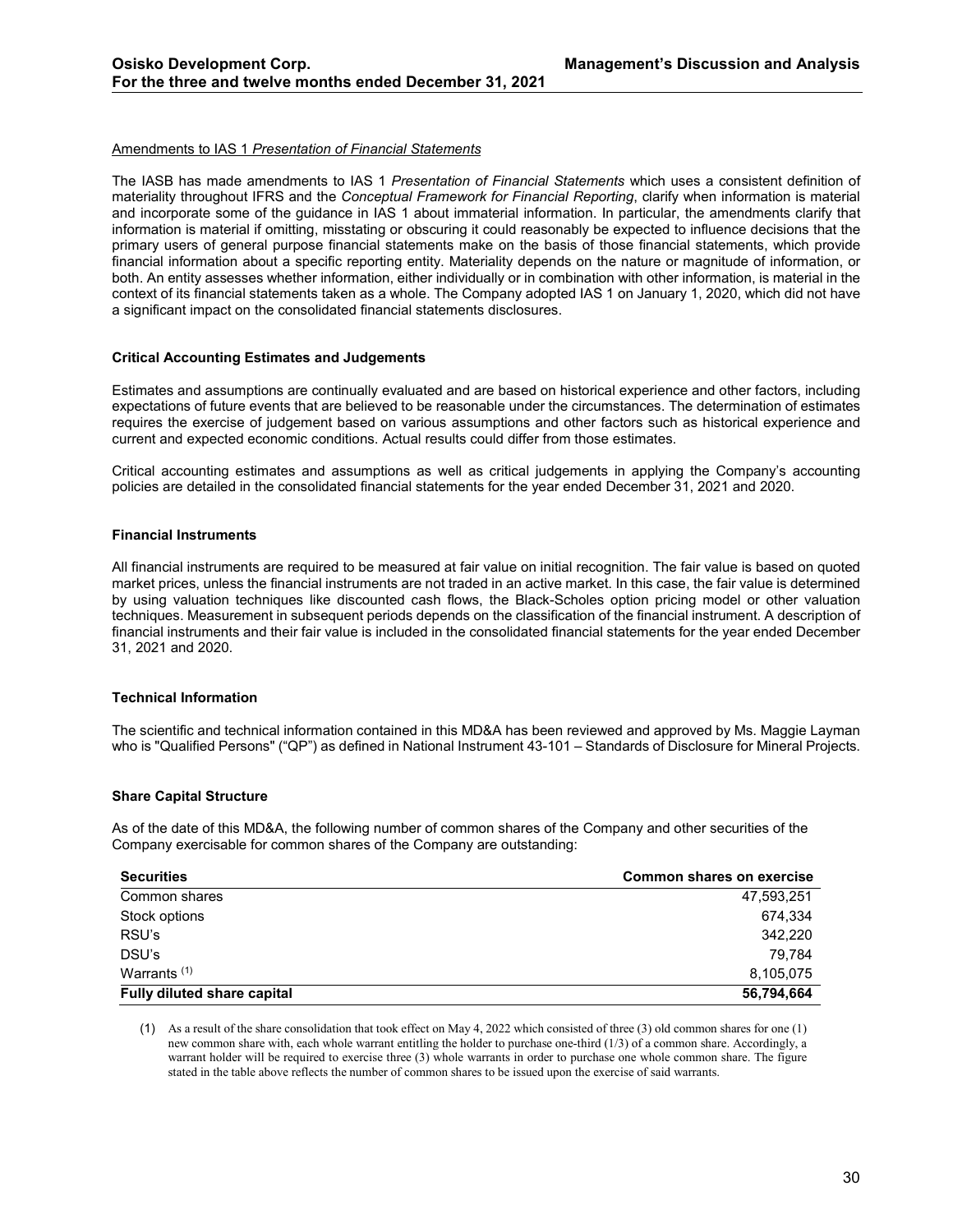<u>Amendments to IAS 1 *Presentation of Financial Statements*</u>

The IASB has made amendments to IAS 1 *Presentation of Financial Statements* which uses a consistent definition of materiality throughout IFRS and the *Conceptual Framework for Financial Reporting*, clarify when information is material and incorporate some of the guidance in IAS 1 about immaterial information. In particular, the amendments clarify that information is material if omitting, misstating or obscuring it could reasonably be expected to influence decisions that the primary users of general purpose financial statements make on the basis of those financial statements, which provide financial information about a specific reporting entity. Materiality depends on the nature or magnitude of information, or both. An entity assesses whether information, either individually or in combination with other information, is material in the context of its financial statements taken as a whole. The Company adopted IAS 1 on January 1, 2020, which did not have a significant impact on the consolidated financial statements disclosures.

**Critical Accounting Estimates and Judgements**

Estimates and assumptions are continually evaluated and are based on historical experience and other factors, including expectations of future events that are believed to be reasonable under the circumstances. The determination of estimates requires the exercise of judgement based on various assumptions and other factors such as historical experience and current and expected economic conditions. Actual results could differ from those estimates.

Critical accounting estimates and assumptions as well as critical judgements in applying the Company's accounting policies are detailed in the consolidated financial statements for the year ended December 31, 2021 and 2020.

**Financial Instruments**

All financial instruments are required to be measured at fair value on initial recognition. The fair value is based on quoted market prices, unless the financial instruments are not traded in an active market. In this case, the fair value is determined by using valuation techniques like discounted cash flows, the Black-Scholes option pricing model or other valuation techniques. Measurement in subsequent periods depends on the classification of the financial instrument. A description of financial instruments and their fair value is included in the consolidated financial statements for the year ended December 31, 2021 and 2020.

**Technical Information**

The scientific and technical information contained in this MD&A has been reviewed and approved by Ms. Maggie Layman who is "Qualified Persons" ("QP") as defined in National Instrument 43-101 – Standards of Disclosure for Mineral Projects.

**Share Capital Structure**

As of the date of this MD&A, the following number of common shares of the Company and other securities of the Company exercisable for common shares of the Company are outstanding:

| Securities | Common shares on exercise |
|---|---|
| Common shares | 47,593,251 |
| Stock options | 674,334 |
| RSU's | 342,220 |
| DSU's | 79,784 |
| Warrants (1) | 8,105,075 |
| **Fully diluted share capital** | **56,794,664** |

(1) As a result of the share consolidation that took effect on May 4, 2022 which consisted of three (3) old common shares for one (1) new common share with, each whole warrant entitling the holder to purchase one-third (1/3) of a common share. Accordingly, a warrant holder will be required to exercise three (3) whole warrants in order to purchase one whole common share. The figure stated in the table above reflects the number of common shares to be issued upon the exercise of said warrants.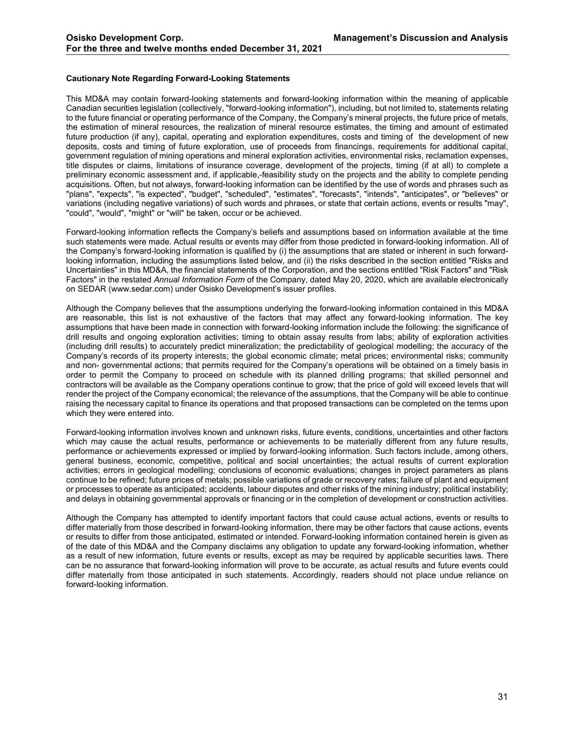**Cautionary Note Regarding Forward-Looking Statements**

This MD&A may contain forward-looking statements and forward-looking information within the meaning of applicable Canadian securities legislation (collectively, "forward-looking information"), including, but not limited to, statements relating to the future financial or operating performance of the Company, the Company's mineral projects, the future price of metals, the estimation of mineral resources, the realization of mineral resource estimates, the timing and amount of estimated future production (if any), capital, operating and exploration expenditures, costs and timing of the development of new deposits, costs and timing of future exploration, use of proceeds from financings, requirements for additional capital, government regulation of mining operations and mineral exploration activities, environmental risks, reclamation expenses, title disputes or claims, limitations of insurance coverage, development of the projects, timing (if at all) to complete a preliminary economic assessment and, if applicable,-feasibility study on the projects and the ability to complete pending acquisitions. Often, but not always, forward-looking information can be identified by the use of words and phrases such as "plans", "expects", "is expected", "budget", "scheduled", "estimates", "forecasts", "intends", "anticipates", or "believes" or variations (including negative variations) of such words and phrases, or state that certain actions, events or results "may", "could", "would", "might" or "will" be taken, occur or be achieved.

Forward-looking information reflects the Company's beliefs and assumptions based on information available at the time such statements were made. Actual results or events may differ from those predicted in forward-looking information. All of the Company's forward-looking information is qualified by (i) the assumptions that are stated or inherent in such forward-looking information, including the assumptions listed below, and (ii) the risks described in the section entitled "Risks and Uncertainties" in this MD&A, the financial statements of the Corporation, and the sections entitled "Risk Factors" and "Risk Factors" in the restated *Annual Information Form* of the Company, dated May 20, 2020, which are available electronically on SEDAR (www.sedar.com) under Osisko Development's issuer profiles.

Although the Company believes that the assumptions underlying the forward-looking information contained in this MD&A are reasonable, this list is not exhaustive of the factors that may affect any forward-looking information. The key assumptions that have been made in connection with forward-looking information include the following: the significance of drill results and ongoing exploration activities; timing to obtain assay results from labs; ability of exploration activities (including drill results) to accurately predict mineralization; the predictability of geological modelling; the accuracy of the Company's records of its property interests; the global economic climate; metal prices; environmental risks; community and non- governmental actions; that permits required for the Company's operations will be obtained on a timely basis in order to permit the Company to proceed on schedule with its planned drilling programs; that skilled personnel and contractors will be available as the Company operations continue to grow; that the price of gold will exceed levels that will render the project of the Company economical; the relevance of the assumptions, that the Company will be able to continue raising the necessary capital to finance its operations and that proposed transactions can be completed on the terms upon which they were entered into.

Forward-looking information involves known and unknown risks, future events, conditions, uncertainties and other factors which may cause the actual results, performance or achievements to be materially different from any future results, performance or achievements expressed or implied by forward-looking information. Such factors include, among others, general business, economic, competitive, political and social uncertainties; the actual results of current exploration activities; errors in geological modelling; conclusions of economic evaluations; changes in project parameters as plans continue to be refined; future prices of metals; possible variations of grade or recovery rates; failure of plant and equipment or processes to operate as anticipated; accidents, labour disputes and other risks of the mining industry; political instability; and delays in obtaining governmental approvals or financing or in the completion of development or construction activities.

Although the Company has attempted to identify important factors that could cause actual actions, events or results to differ materially from those described in forward-looking information, there may be other factors that cause actions, events or results to differ from those anticipated, estimated or intended. Forward-looking information contained herein is given as of the date of this MD&A and the Company disclaims any obligation to update any forward-looking information, whether as a result of new information, future events or results, except as may be required by applicable securities laws. There can be no assurance that forward-looking information will prove to be accurate, as actual results and future events could differ materially from those anticipated in such statements. Accordingly, readers should not place undue reliance on forward-looking information.